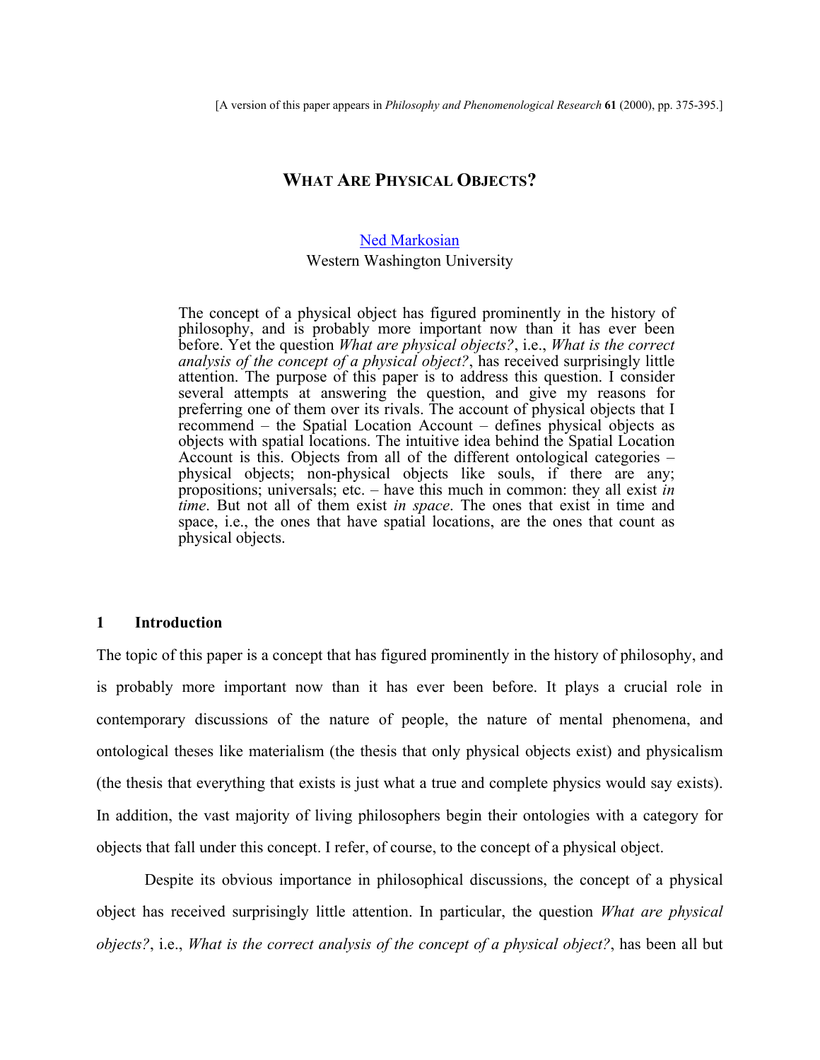[A version of this paper appears in *Philosophy and Phenomenological Research* **61** (2000), pp. 375-395.]

# WHAT ARE PHYSICAL OBJECTS?

Ned Markosian
Western Washington University

The concept of a physical object has figured prominently in the history of philosophy, and is probably more important now than it has ever been before. Yet the question *What are physical objects?*, i.e., *What is the correct analysis of the concept of a physical object?*, has received surprisingly little attention. The purpose of this paper is to address this question. I consider several attempts at answering the question, and give my reasons for preferring one of them over its rivals. The account of physical objects that I recommend – the Spatial Location Account – defines physical objects as objects with spatial locations. The intuitive idea behind the Spatial Location Account is this. Objects from all of the different ontological categories – physical objects; non-physical objects like souls, if there are any; propositions; universals; etc. – have this much in common: they all exist *in time*. But not all of them exist *in space*. The ones that exist in time and space, i.e., the ones that have spatial locations, are the ones that count as physical objects.

## 1 Introduction

The topic of this paper is a concept that has figured prominently in the history of philosophy, and is probably more important now than it has ever been before. It plays a crucial role in contemporary discussions of the nature of people, the nature of mental phenomena, and ontological theses like materialism (the thesis that only physical objects exist) and physicalism (the thesis that everything that exists is just what a true and complete physics would say exists). In addition, the vast majority of living philosophers begin their ontologies with a category for objects that fall under this concept. I refer, of course, to the concept of a physical object.

Despite its obvious importance in philosophical discussions, the concept of a physical object has received surprisingly little attention. In particular, the question *What are physical objects?*, i.e., *What is the correct analysis of the concept of a physical object?*, has been all but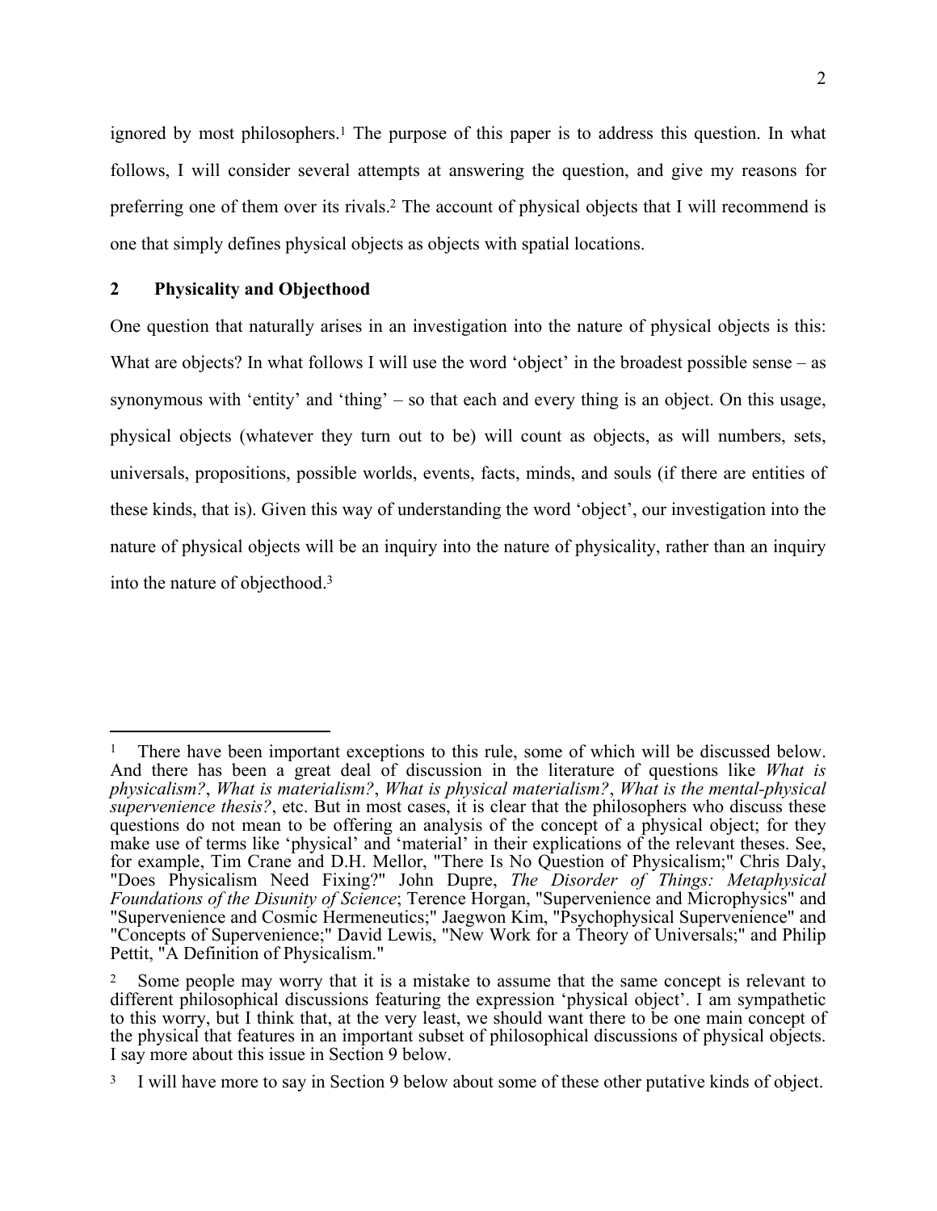ignored by most philosophers.[1] The purpose of this paper is to address this question. In what follows, I will consider several attempts at answering the question, and give my reasons for preferring one of them over its rivals.[2] The account of physical objects that I will recommend is one that simply defines physical objects as objects with spatial locations.

## 2 Physicality and Objecthood

One question that naturally arises in an investigation into the nature of physical objects is this: What are objects? In what follows I will use the word 'object' in the broadest possible sense – as synonymous with 'entity' and 'thing' – so that each and every thing is an object. On this usage, physical objects (whatever they turn out to be) will count as objects, as will numbers, sets, universals, propositions, possible worlds, events, facts, minds, and souls (if there are entities of these kinds, that is). Given this way of understanding the word 'object', our investigation into the nature of physical objects will be an inquiry into the nature of physicality, rather than an inquiry into the nature of objecthood.[3]

---

[1] There have been important exceptions to this rule, some of which will be discussed below. And there has been a great deal of discussion in the literature of questions like *What is physicalism?*, *What is materialism?*, *What is physical materialism?*, *What is the mental-physical supervenience thesis?*, etc. But in most cases, it is clear that the philosophers who discuss these questions do not mean to be offering an analysis of the concept of a physical object; for they make use of terms like 'physical' and 'material' in their explications of the relevant theses. See, for example, Tim Crane and D.H. Mellor, "There Is No Question of Physicalism;" Chris Daly, "Does Physicalism Need Fixing?" John Dupre, *The Disorder of Things: Metaphysical Foundations of the Disunity of Science*; Terence Horgan, "Supervenience and Microphysics" and "Supervenience and Cosmic Hermeneutics;" Jaegwon Kim, "Psychophysical Supervenience" and "Concepts of Supervenience;" David Lewis, "New Work for a Theory of Universals;" and Philip Pettit, "A Definition of Physicalism."

[2] Some people may worry that it is a mistake to assume that the same concept is relevant to different philosophical discussions featuring the expression 'physical object'. I am sympathetic to this worry, but I think that, at the very least, we should want there to be one main concept of the physical that features in an important subset of philosophical discussions of physical objects. I say more about this issue in Section 9 below.

[3] I will have more to say in Section 9 below about some of these other putative kinds of object.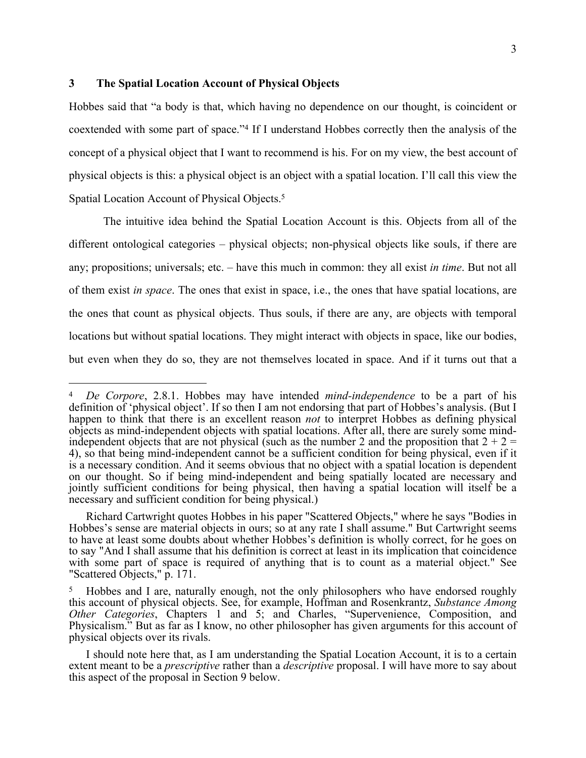## 3 The Spatial Location Account of Physical Objects

Hobbes said that “a body is that, which having no dependence on our thought, is coincident or coextended with some part of space.”[4] If I understand Hobbes correctly then the analysis of the concept of a physical object that I want to recommend is his. For on my view, the best account of physical objects is this: a physical object is an object with a spatial location. I’ll call this view the Spatial Location Account of Physical Objects.[5]

The intuitive idea behind the Spatial Location Account is this. Objects from all of the different ontological categories – physical objects; non-physical objects like souls, if there are any; propositions; universals; etc. – have this much in common: they all exist *in time*. But not all of them exist *in space*. The ones that exist in space, i.e., the ones that have spatial locations, are the ones that count as physical objects. Thus souls, if there are any, are objects with temporal locations but without spatial locations. They might interact with objects in space, like our bodies, but even when they do so, they are not themselves located in space. And if it turns out that a

---

[4] *De Corpore*, 2.8.1. Hobbes may have intended *mind-independence* to be a part of his definition of ‘physical object’. If so then I am not endorsing that part of Hobbes’s analysis. (But I happen to think that there is an excellent reason *not* to interpret Hobbes as defining physical objects as mind-independent objects with spatial locations. After all, there are surely some mind-independent objects that are not physical (such as the number 2 and the proposition that 2 + 2 = 4), so that being mind-independent cannot be a sufficient condition for being physical, even if it is a necessary condition. And it seems obvious that no object with a spatial location is dependent on our thought. So if being mind-independent and being spatially located are necessary and jointly sufficient conditions for being physical, then having a spatial location will itself be a necessary and sufficient condition for being physical.)

Richard Cartwright quotes Hobbes in his paper "Scattered Objects," where he says "Bodies in Hobbes’s sense are material objects in ours; so at any rate I shall assume." But Cartwright seems to have at least some doubts about whether Hobbes’s definition is wholly correct, for he goes on to say "And I shall assume that his definition is correct at least in its implication that coincidence with some part of space is required of anything that is to count as a material object." See "Scattered Objects," p. 171.

[5] Hobbes and I are, naturally enough, not the only philosophers who have endorsed roughly this account of physical objects. See, for example, Hoffman and Rosenkrantz, *Substance Among Other Categories*, Chapters 1 and 5; and Charles, “Supervenience, Composition, and Physicalism.” But as far as I know, no other philosopher has given arguments for this account of physical objects over its rivals.

I should note here that, as I am understanding the Spatial Location Account, it is to a certain extent meant to be a *prescriptive* rather than a *descriptive* proposal. I will have more to say about this aspect of the proposal in Section 9 below.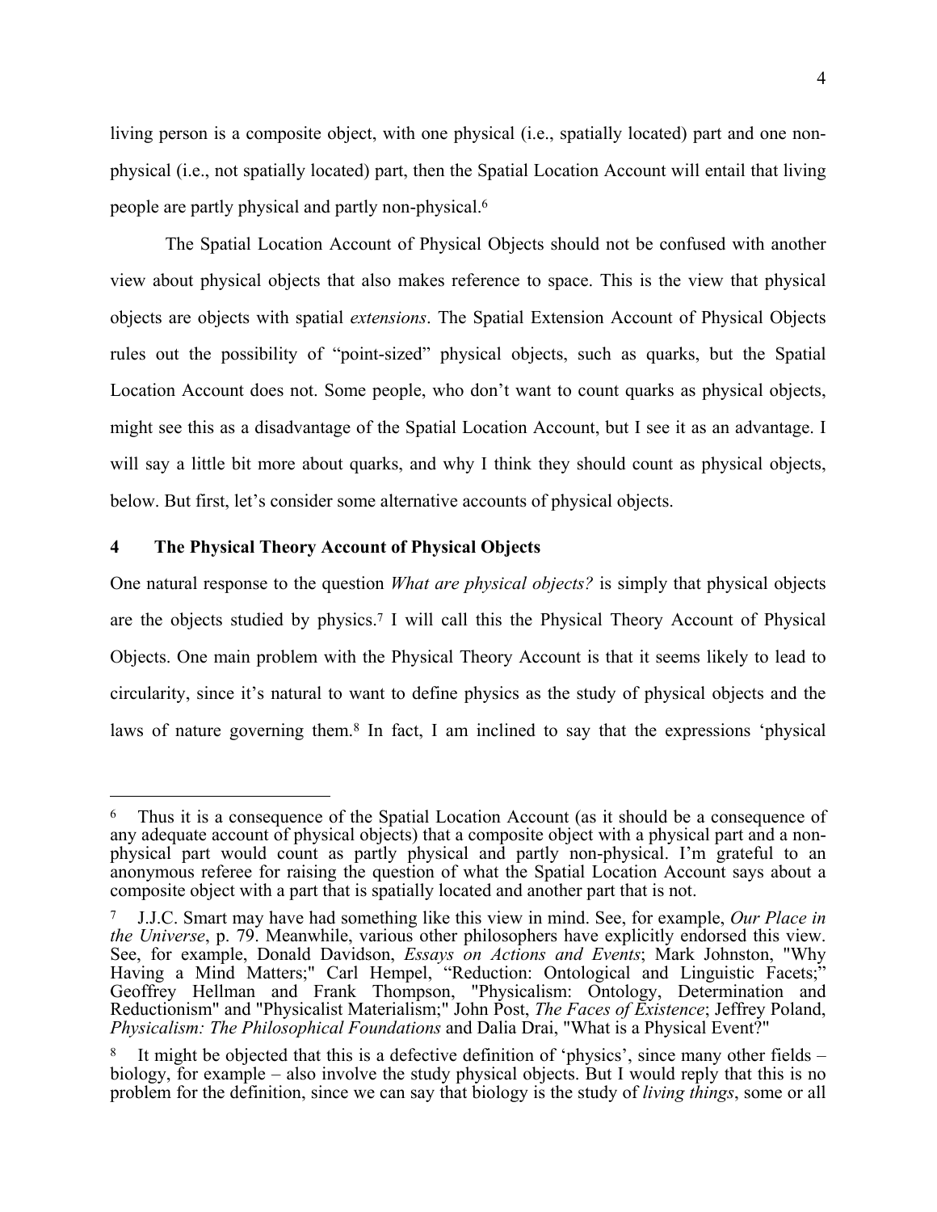living person is a composite object, with one physical (i.e., spatially located) part and one non-physical (i.e., not spatially located) part, then the Spatial Location Account will entail that living people are partly physical and partly non-physical.[6]

The Spatial Location Account of Physical Objects should not be confused with another view about physical objects that also makes reference to space. This is the view that physical objects are objects with spatial *extensions*. The Spatial Extension Account of Physical Objects rules out the possibility of "point-sized" physical objects, such as quarks, but the Spatial Location Account does not. Some people, who don't want to count quarks as physical objects, might see this as a disadvantage of the Spatial Location Account, but I see it as an advantage. I will say a little bit more about quarks, and why I think they should count as physical objects, below. But first, let's consider some alternative accounts of physical objects.

## 4 The Physical Theory Account of Physical Objects

One natural response to the question *What are physical objects?* is simply that physical objects are the objects studied by physics.[7] I will call this the Physical Theory Account of Physical Objects. One main problem with the Physical Theory Account is that it seems likely to lead to circularity, since it's natural to want to define physics as the study of physical objects and the laws of nature governing them.[8] In fact, I am inclined to say that the expressions 'physical

---

[6] Thus it is a consequence of the Spatial Location Account (as it should be a consequence of any adequate account of physical objects) that a composite object with a physical part and a non-physical part would count as partly physical and partly non-physical. I'm grateful to an anonymous referee for raising the question of what the Spatial Location Account says about a composite object with a part that is spatially located and another part that is not.

[7] J.J.C. Smart may have had something like this view in mind. See, for example, *Our Place in the Universe*, p. 79. Meanwhile, various other philosophers have explicitly endorsed this view. See, for example, Donald Davidson, *Essays on Actions and Events*; Mark Johnston, "Why Having a Mind Matters;" Carl Hempel, "Reduction: Ontological and Linguistic Facets;" Geoffrey Hellman and Frank Thompson, "Physicalism: Ontology, Determination and Reductionism" and "Physicalist Materialism;" John Post, *The Faces of Existence*; Jeffrey Poland, *Physicalism: The Philosophical Foundations* and Dalia Drai, "What is a Physical Event?"

[8] It might be objected that this is a defective definition of 'physics', since many other fields – biology, for example – also involve the study physical objects. But I would reply that this is no problem for the definition, since we can say that biology is the study of *living things*, some or all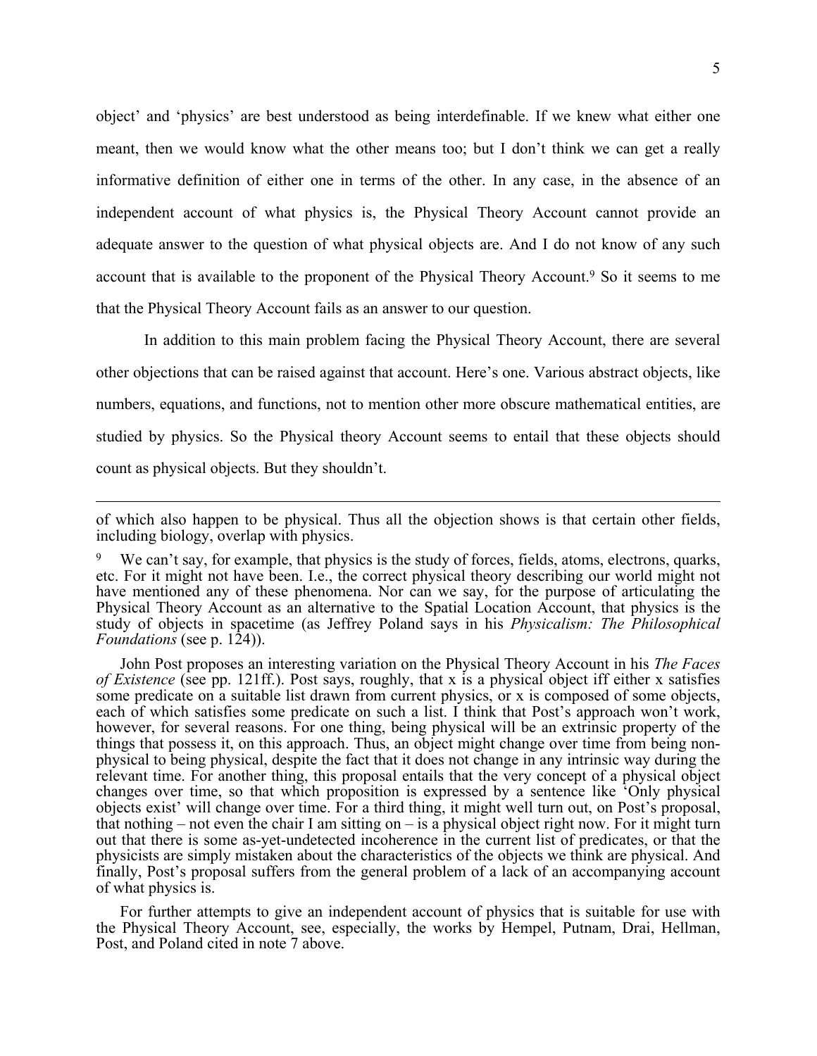object' and 'physics' are best understood as being interdefinable. If we knew what either one meant, then we would know what the other means too; but I don't think we can get a really informative definition of either one in terms of the other. In any case, in the absence of an independent account of what physics is, the Physical Theory Account cannot provide an adequate answer to the question of what physical objects are. And I do not know of any such account that is available to the proponent of the Physical Theory Account.[9] So it seems to me that the Physical Theory Account fails as an answer to our question.

In addition to this main problem facing the Physical Theory Account, there are several other objections that can be raised against that account. Here's one. Various abstract objects, like numbers, equations, and functions, not to mention other more obscure mathematical entities, are studied by physics. So the Physical theory Account seems to entail that these objects should count as physical objects. But they shouldn't.

---

of which also happen to be physical. Thus all the objection shows is that certain other fields, including biology, overlap with physics.

[9] We can't say, for example, that physics is the study of forces, fields, atoms, electrons, quarks, etc. For it might not have been. I.e., the correct physical theory describing our world might not have mentioned any of these phenomena. Nor can we say, for the purpose of articulating the Physical Theory Account as an alternative to the Spatial Location Account, that physics is the study of objects in spacetime (as Jeffrey Poland says in his *Physicalism: The Philosophical Foundations* (see p. 124)).

John Post proposes an interesting variation on the Physical Theory Account in his *The Faces of Existence* (see pp. 121ff.). Post says, roughly, that x is a physical object iff either x satisfies some predicate on a suitable list drawn from current physics, or x is composed of some objects, each of which satisfies some predicate on such a list. I think that Post's approach won't work, however, for several reasons. For one thing, being physical will be an extrinsic property of the things that possess it, on this approach. Thus, an object might change over time from being non-physical to being physical, despite the fact that it does not change in any intrinsic way during the relevant time. For another thing, this proposal entails that the very concept of a physical object changes over time, so that which proposition is expressed by a sentence like 'Only physical objects exist' will change over time. For a third thing, it might well turn out, on Post's proposal, that nothing – not even the chair I am sitting on – is a physical object right now. For it might turn out that there is some as-yet-undetected incoherence in the current list of predicates, or that the physicists are simply mistaken about the characteristics of the objects we think are physical. And finally, Post's proposal suffers from the general problem of a lack of an accompanying account of what physics is.

For further attempts to give an independent account of physics that is suitable for use with the Physical Theory Account, see, especially, the works by Hempel, Putnam, Drai, Hellman, Post, and Poland cited in note 7 above.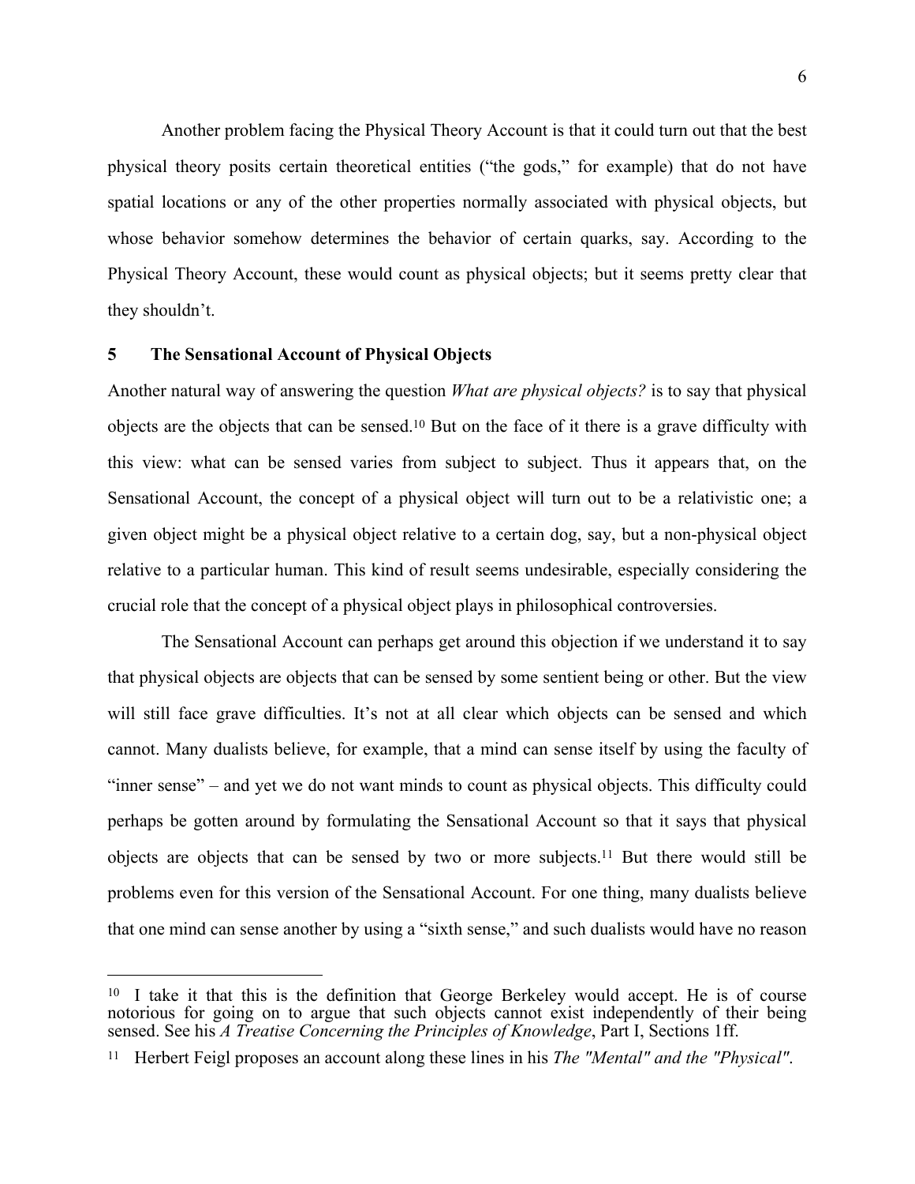Another problem facing the Physical Theory Account is that it could turn out that the best physical theory posits certain theoretical entities ("the gods," for example) that do not have spatial locations or any of the other properties normally associated with physical objects, but whose behavior somehow determines the behavior of certain quarks, say. According to the Physical Theory Account, these would count as physical objects; but it seems pretty clear that they shouldn't.

## 5 The Sensational Account of Physical Objects

Another natural way of answering the question *What are physical objects?* is to say that physical objects are the objects that can be sensed.[10] But on the face of it there is a grave difficulty with this view: what can be sensed varies from subject to subject. Thus it appears that, on the Sensational Account, the concept of a physical object will turn out to be a relativistic one; a given object might be a physical object relative to a certain dog, say, but a non-physical object relative to a particular human. This kind of result seems undesirable, especially considering the crucial role that the concept of a physical object plays in philosophical controversies.

The Sensational Account can perhaps get around this objection if we understand it to say that physical objects are objects that can be sensed by some sentient being or other. But the view will still face grave difficulties. It's not at all clear which objects can be sensed and which cannot. Many dualists believe, for example, that a mind can sense itself by using the faculty of "inner sense" – and yet we do not want minds to count as physical objects. This difficulty could perhaps be gotten around by formulating the Sensational Account so that it says that physical objects are objects that can be sensed by two or more subjects.[11] But there would still be problems even for this version of the Sensational Account. For one thing, many dualists believe that one mind can sense another by using a "sixth sense," and such dualists would have no reason

---

[10] I take it that this is the definition that George Berkeley would accept. He is of course notorious for going on to argue that such objects cannot exist independently of their being sensed. See his *A Treatise Concerning the Principles of Knowledge*, Part I, Sections 1ff.

[11] Herbert Feigl proposes an account along these lines in his *The "Mental" and the "Physical"*.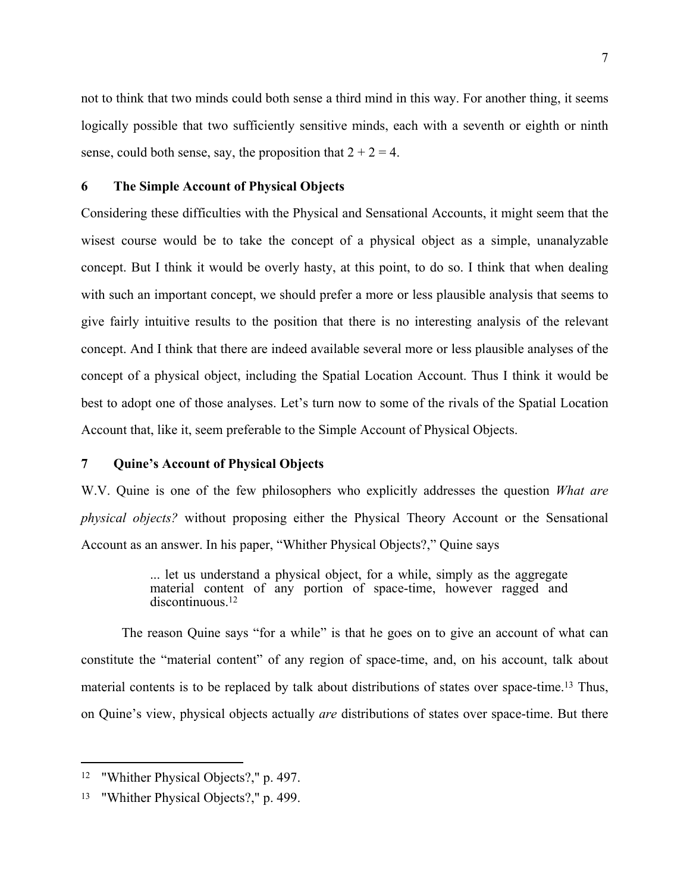not to think that two minds could both sense a third mind in this way. For another thing, it seems logically possible that two sufficiently sensitive minds, each with a seventh or eighth or ninth sense, could both sense, say, the proposition that 2 + 2 = 4.

## 6 The Simple Account of Physical Objects

Considering these difficulties with the Physical and Sensational Accounts, it might seem that the wisest course would be to take the concept of a physical object as a simple, unanalyzable concept. But I think it would be overly hasty, at this point, to do so. I think that when dealing with such an important concept, we should prefer a more or less plausible analysis that seems to give fairly intuitive results to the position that there is no interesting analysis of the relevant concept. And I think that there are indeed available several more or less plausible analyses of the concept of a physical object, including the Spatial Location Account. Thus I think it would be best to adopt one of those analyses. Let's turn now to some of the rivals of the Spatial Location Account that, like it, seem preferable to the Simple Account of Physical Objects.

## 7 Quine's Account of Physical Objects

W.V. Quine is one of the few philosophers who explicitly addresses the question *What are physical objects?* without proposing either the Physical Theory Account or the Sensational Account as an answer. In his paper, "Whither Physical Objects?," Quine says

> ... let us understand a physical object, for a while, simply as the aggregate material content of any portion of space-time, however ragged and discontinuous.[12]

The reason Quine says "for a while" is that he goes on to give an account of what can constitute the "material content" of any region of space-time, and, on his account, talk about material contents is to be replaced by talk about distributions of states over space-time.[13] Thus, on Quine's view, physical objects actually *are* distributions of states over space-time. But there

---

[12] "Whither Physical Objects?," p. 497.

[13] "Whither Physical Objects?," p. 499.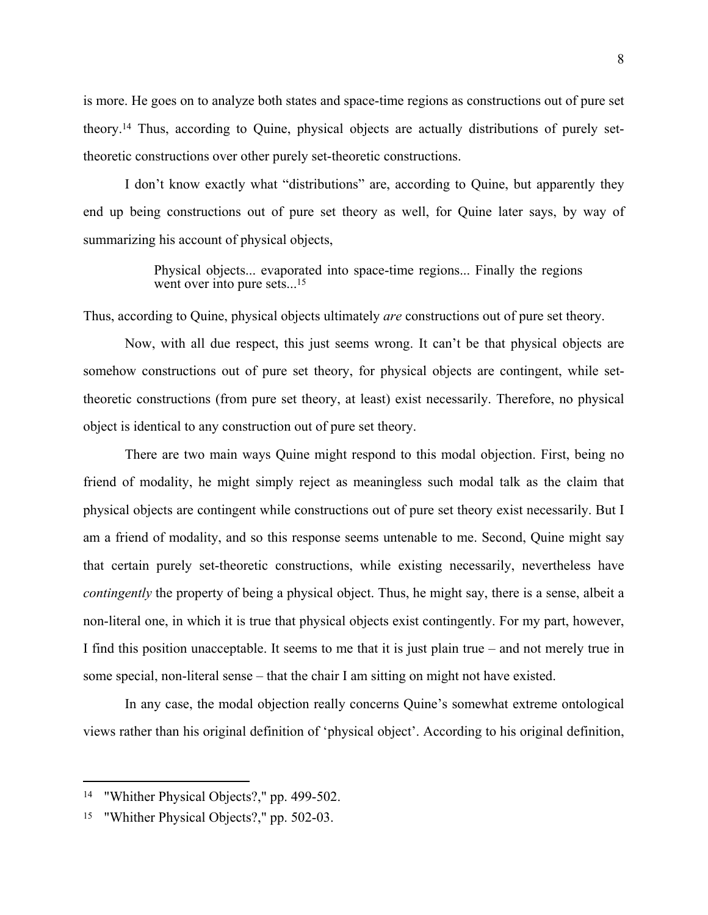is more. He goes on to analyze both states and space-time regions as constructions out of pure set theory.[14] Thus, according to Quine, physical objects are actually distributions of purely set-theoretic constructions over other purely set-theoretic constructions.

I don't know exactly what "distributions" are, according to Quine, but apparently they end up being constructions out of pure set theory as well, for Quine later says, by way of summarizing his account of physical objects,

> Physical objects... evaporated into space-time regions... Finally the regions went over into pure sets...[15]

Thus, according to Quine, physical objects ultimately *are* constructions out of pure set theory.

Now, with all due respect, this just seems wrong. It can't be that physical objects are somehow constructions out of pure set theory, for physical objects are contingent, while set-theoretic constructions (from pure set theory, at least) exist necessarily. Therefore, no physical object is identical to any construction out of pure set theory.

There are two main ways Quine might respond to this modal objection. First, being no friend of modality, he might simply reject as meaningless such modal talk as the claim that physical objects are contingent while constructions out of pure set theory exist necessarily. But I am a friend of modality, and so this response seems untenable to me. Second, Quine might say that certain purely set-theoretic constructions, while existing necessarily, nevertheless have *contingently* the property of being a physical object. Thus, he might say, there is a sense, albeit a non-literal one, in which it is true that physical objects exist contingently. For my part, however, I find this position unacceptable. It seems to me that it is just plain true – and not merely true in some special, non-literal sense – that the chair I am sitting on might not have existed.

In any case, the modal objection really concerns Quine's somewhat extreme ontological views rather than his original definition of 'physical object'. According to his original definition,

---

[14] "Whither Physical Objects?," pp. 499-502.

[15] "Whither Physical Objects?," pp. 502-03.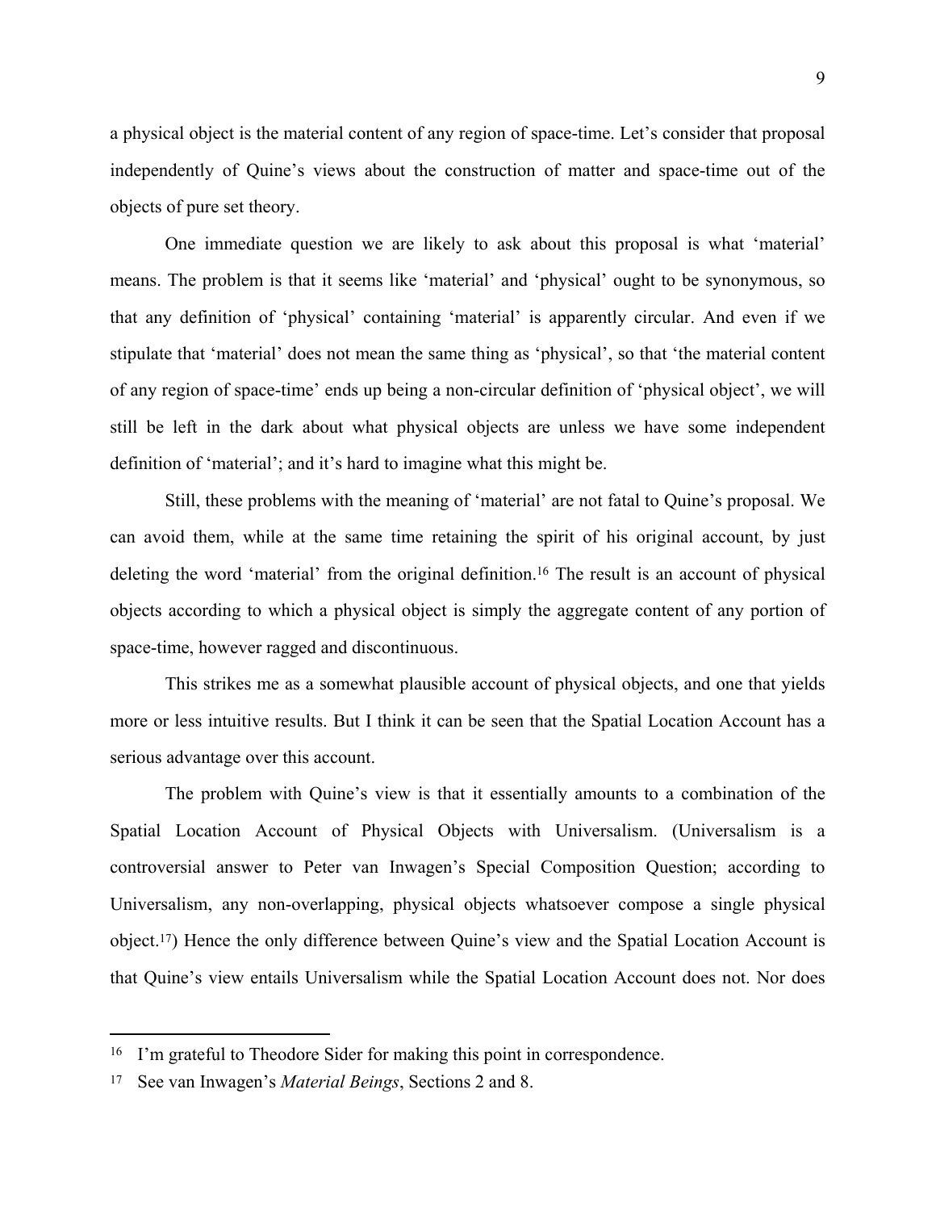a physical object is the material content of any region of space-time. Let's consider that proposal independently of Quine's views about the construction of matter and space-time out of the objects of pure set theory.

One immediate question we are likely to ask about this proposal is what 'material' means. The problem is that it seems like 'material' and 'physical' ought to be synonymous, so that any definition of 'physical' containing 'material' is apparently circular. And even if we stipulate that 'material' does not mean the same thing as 'physical', so that 'the material content of any region of space-time' ends up being a non-circular definition of 'physical object', we will still be left in the dark about what physical objects are unless we have some independent definition of 'material'; and it's hard to imagine what this might be.

Still, these problems with the meaning of 'material' are not fatal to Quine's proposal. We can avoid them, while at the same time retaining the spirit of his original account, by just deleting the word 'material' from the original definition.[16] The result is an account of physical objects according to which a physical object is simply the aggregate content of any portion of space-time, however ragged and discontinuous.

This strikes me as a somewhat plausible account of physical objects, and one that yields more or less intuitive results. But I think it can be seen that the Spatial Location Account has a serious advantage over this account.

The problem with Quine's view is that it essentially amounts to a combination of the Spatial Location Account of Physical Objects with Universalism. (Universalism is a controversial answer to Peter van Inwagen's Special Composition Question; according to Universalism, any non-overlapping, physical objects whatsoever compose a single physical object.[17]) Hence the only difference between Quine's view and the Spatial Location Account is that Quine's view entails Universalism while the Spatial Location Account does not. Nor does

---

[16] I'm grateful to Theodore Sider for making this point in correspondence.

[17] See van Inwagen's *Material Beings*, Sections 2 and 8.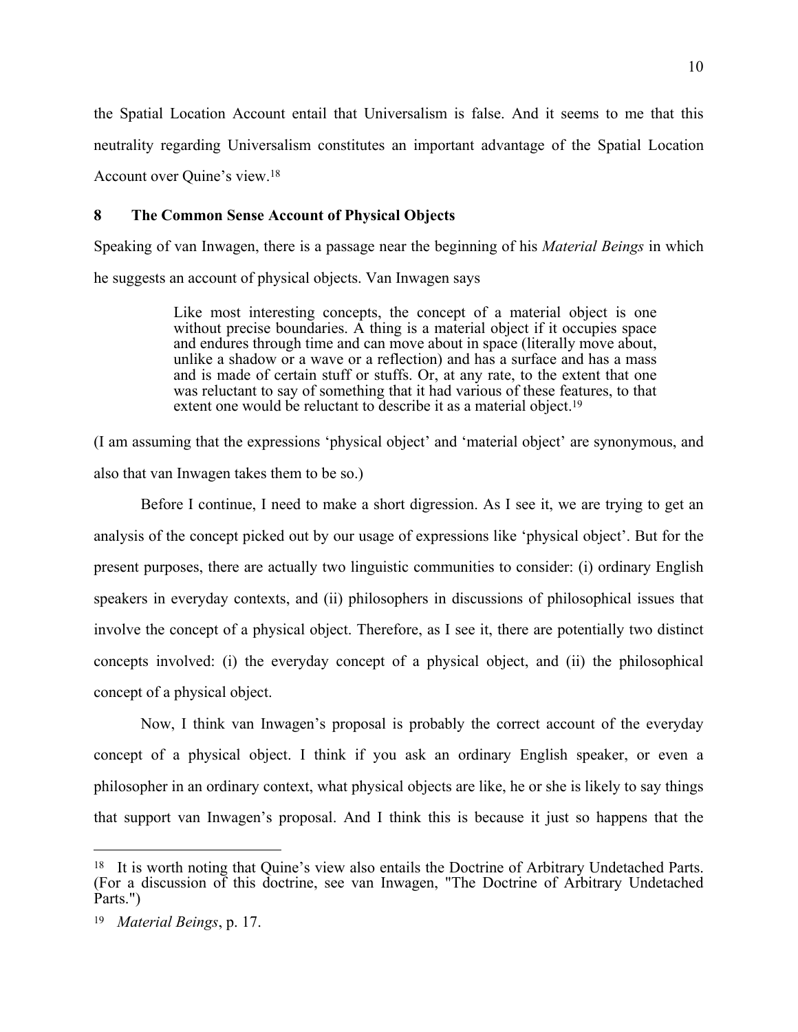the Spatial Location Account entail that Universalism is false. And it seems to me that this neutrality regarding Universalism constitutes an important advantage of the Spatial Location Account over Quine's view.[18]

## 8 The Common Sense Account of Physical Objects

Speaking of van Inwagen, there is a passage near the beginning of his *Material Beings* in which he suggests an account of physical objects. Van Inwagen says

> Like most interesting concepts, the concept of a material object is one without precise boundaries. A thing is a material object if it occupies space and endures through time and can move about in space (literally move about, unlike a shadow or a wave or a reflection) and has a surface and has a mass and is made of certain stuff or stuffs. Or, at any rate, to the extent that one was reluctant to say of something that it had various of these features, to that extent one would be reluctant to describe it as a material object.[19]

(I am assuming that the expressions 'physical object' and 'material object' are synonymous, and also that van Inwagen takes them to be so.)

Before I continue, I need to make a short digression. As I see it, we are trying to get an analysis of the concept picked out by our usage of expressions like 'physical object'. But for the present purposes, there are actually two linguistic communities to consider: (i) ordinary English speakers in everyday contexts, and (ii) philosophers in discussions of philosophical issues that involve the concept of a physical object. Therefore, as I see it, there are potentially two distinct concepts involved: (i) the everyday concept of a physical object, and (ii) the philosophical concept of a physical object.

Now, I think van Inwagen's proposal is probably the correct account of the everyday concept of a physical object. I think if you ask an ordinary English speaker, or even a philosopher in an ordinary context, what physical objects are like, he or she is likely to say things that support van Inwagen's proposal. And I think this is because it just so happens that the

---

[18] It is worth noting that Quine's view also entails the Doctrine of Arbitrary Undetached Parts. (For a discussion of this doctrine, see van Inwagen, "The Doctrine of Arbitrary Undetached Parts.")

[19] *Material Beings*, p. 17.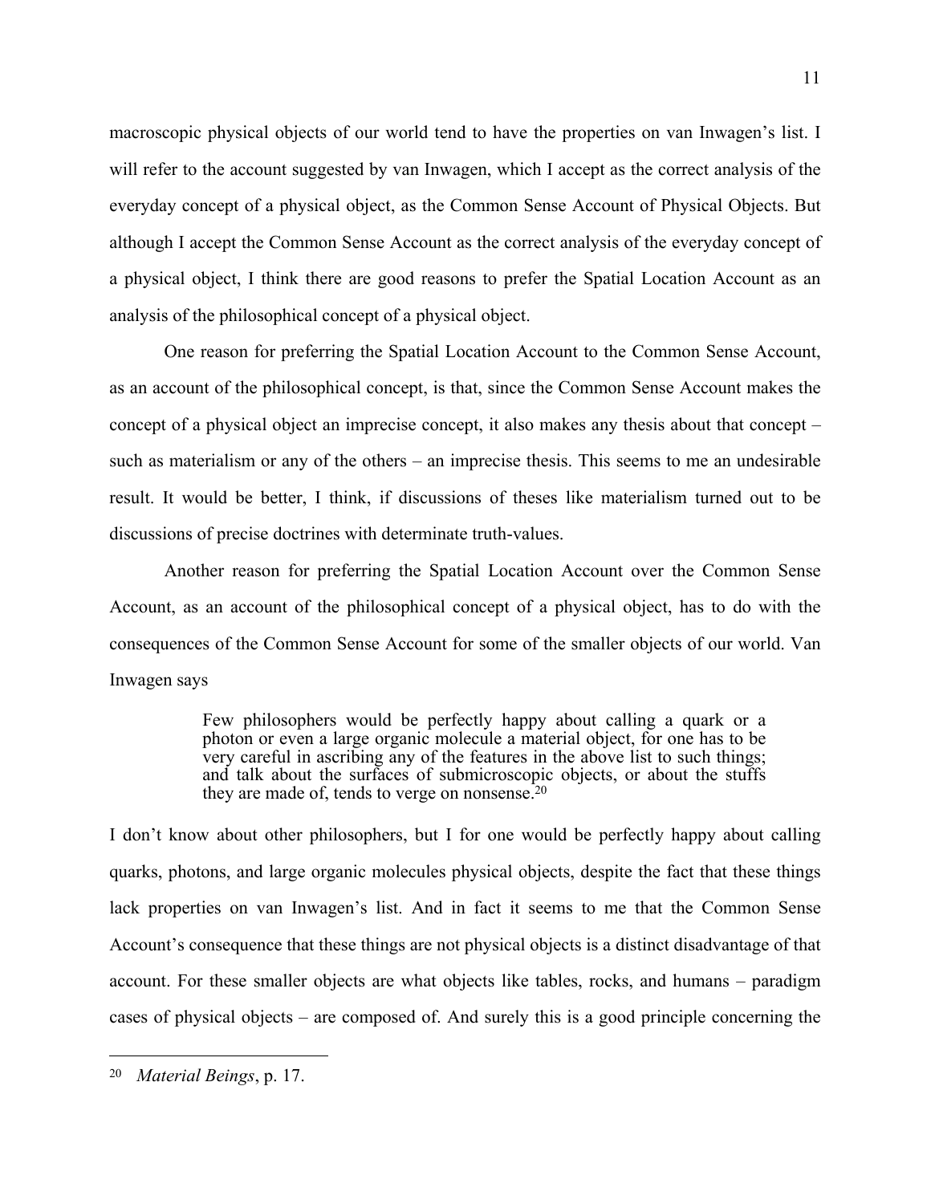macroscopic physical objects of our world tend to have the properties on van Inwagen's list. I will refer to the account suggested by van Inwagen, which I accept as the correct analysis of the everyday concept of a physical object, as the Common Sense Account of Physical Objects. But although I accept the Common Sense Account as the correct analysis of the everyday concept of a physical object, I think there are good reasons to prefer the Spatial Location Account as an analysis of the philosophical concept of a physical object.

One reason for preferring the Spatial Location Account to the Common Sense Account, as an account of the philosophical concept, is that, since the Common Sense Account makes the concept of a physical object an imprecise concept, it also makes any thesis about that concept – such as materialism or any of the others – an imprecise thesis. This seems to me an undesirable result. It would be better, I think, if discussions of theses like materialism turned out to be discussions of precise doctrines with determinate truth-values.

Another reason for preferring the Spatial Location Account over the Common Sense Account, as an account of the philosophical concept of a physical object, has to do with the consequences of the Common Sense Account for some of the smaller objects of our world. Van Inwagen says

> Few philosophers would be perfectly happy about calling a quark or a photon or even a large organic molecule a material object, for one has to be very careful in ascribing any of the features in the above list to such things; and talk about the surfaces of submicroscopic objects, or about the stuffs they are made of, tends to verge on nonsense.[20]

I don't know about other philosophers, but I for one would be perfectly happy about calling quarks, photons, and large organic molecules physical objects, despite the fact that these things lack properties on van Inwagen's list. And in fact it seems to me that the Common Sense Account's consequence that these things are not physical objects is a distinct disadvantage of that account. For these smaller objects are what objects like tables, rocks, and humans – paradigm cases of physical objects – are composed of. And surely this is a good principle concerning the

---

[20] *Material Beings*, p. 17.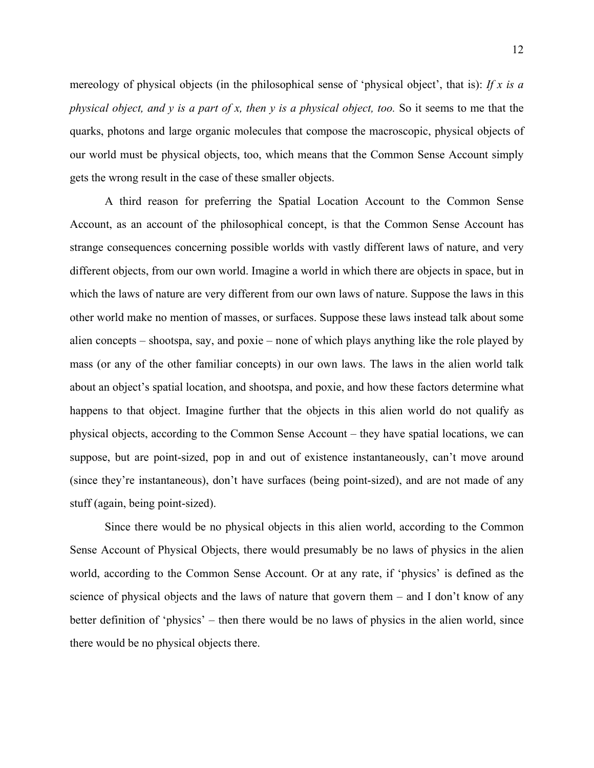mereology of physical objects (in the philosophical sense of 'physical object', that is): *If x is a physical object, and y is a part of x, then y is a physical object, too.* So it seems to me that the quarks, photons and large organic molecules that compose the macroscopic, physical objects of our world must be physical objects, too, which means that the Common Sense Account simply gets the wrong result in the case of these smaller objects.

A third reason for preferring the Spatial Location Account to the Common Sense Account, as an account of the philosophical concept, is that the Common Sense Account has strange consequences concerning possible worlds with vastly different laws of nature, and very different objects, from our own world. Imagine a world in which there are objects in space, but in which the laws of nature are very different from our own laws of nature. Suppose the laws in this other world make no mention of masses, or surfaces. Suppose these laws instead talk about some alien concepts – shootspa, say, and poxie – none of which plays anything like the role played by mass (or any of the other familiar concepts) in our own laws. The laws in the alien world talk about an object's spatial location, and shootspa, and poxie, and how these factors determine what happens to that object. Imagine further that the objects in this alien world do not qualify as physical objects, according to the Common Sense Account – they have spatial locations, we can suppose, but are point-sized, pop in and out of existence instantaneously, can't move around (since they're instantaneous), don't have surfaces (being point-sized), and are not made of any stuff (again, being point-sized).

Since there would be no physical objects in this alien world, according to the Common Sense Account of Physical Objects, there would presumably be no laws of physics in the alien world, according to the Common Sense Account. Or at any rate, if 'physics' is defined as the science of physical objects and the laws of nature that govern them – and I don't know of any better definition of 'physics' – then there would be no laws of physics in the alien world, since there would be no physical objects there.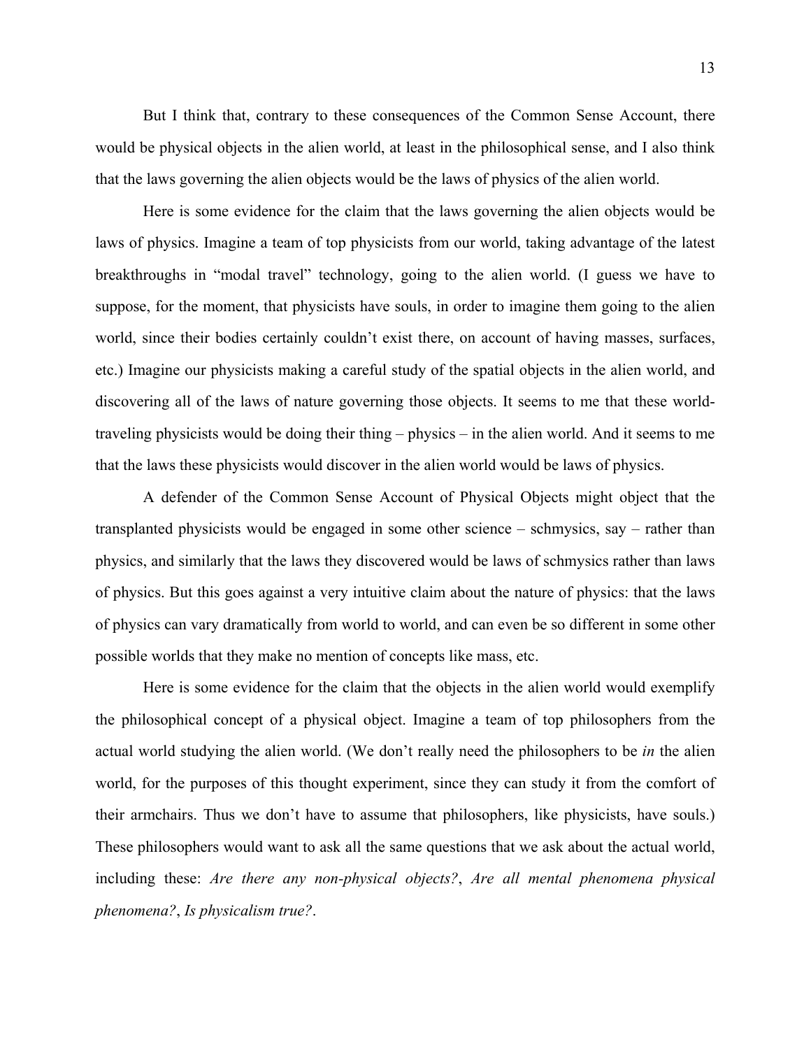But I think that, contrary to these consequences of the Common Sense Account, there would be physical objects in the alien world, at least in the philosophical sense, and I also think that the laws governing the alien objects would be the laws of physics of the alien world.

Here is some evidence for the claim that the laws governing the alien objects would be laws of physics. Imagine a team of top physicists from our world, taking advantage of the latest breakthroughs in "modal travel" technology, going to the alien world. (I guess we have to suppose, for the moment, that physicists have souls, in order to imagine them going to the alien world, since their bodies certainly couldn't exist there, on account of having masses, surfaces, etc.) Imagine our physicists making a careful study of the spatial objects in the alien world, and discovering all of the laws of nature governing those objects. It seems to me that these world-traveling physicists would be doing their thing – physics – in the alien world. And it seems to me that the laws these physicists would discover in the alien world would be laws of physics.

A defender of the Common Sense Account of Physical Objects might object that the transplanted physicists would be engaged in some other science – schmysics, say – rather than physics, and similarly that the laws they discovered would be laws of schmysics rather than laws of physics. But this goes against a very intuitive claim about the nature of physics: that the laws of physics can vary dramatically from world to world, and can even be so different in some other possible worlds that they make no mention of concepts like mass, etc.

Here is some evidence for the claim that the objects in the alien world would exemplify the philosophical concept of a physical object. Imagine a team of top philosophers from the actual world studying the alien world. (We don't really need the philosophers to be *in* the alien world, for the purposes of this thought experiment, since they can study it from the comfort of their armchairs. Thus we don't have to assume that philosophers, like physicists, have souls.) These philosophers would want to ask all the same questions that we ask about the actual world, including these: *Are there any non-physical objects?*, *Are all mental phenomena physical phenomena?*, *Is physicalism true?*.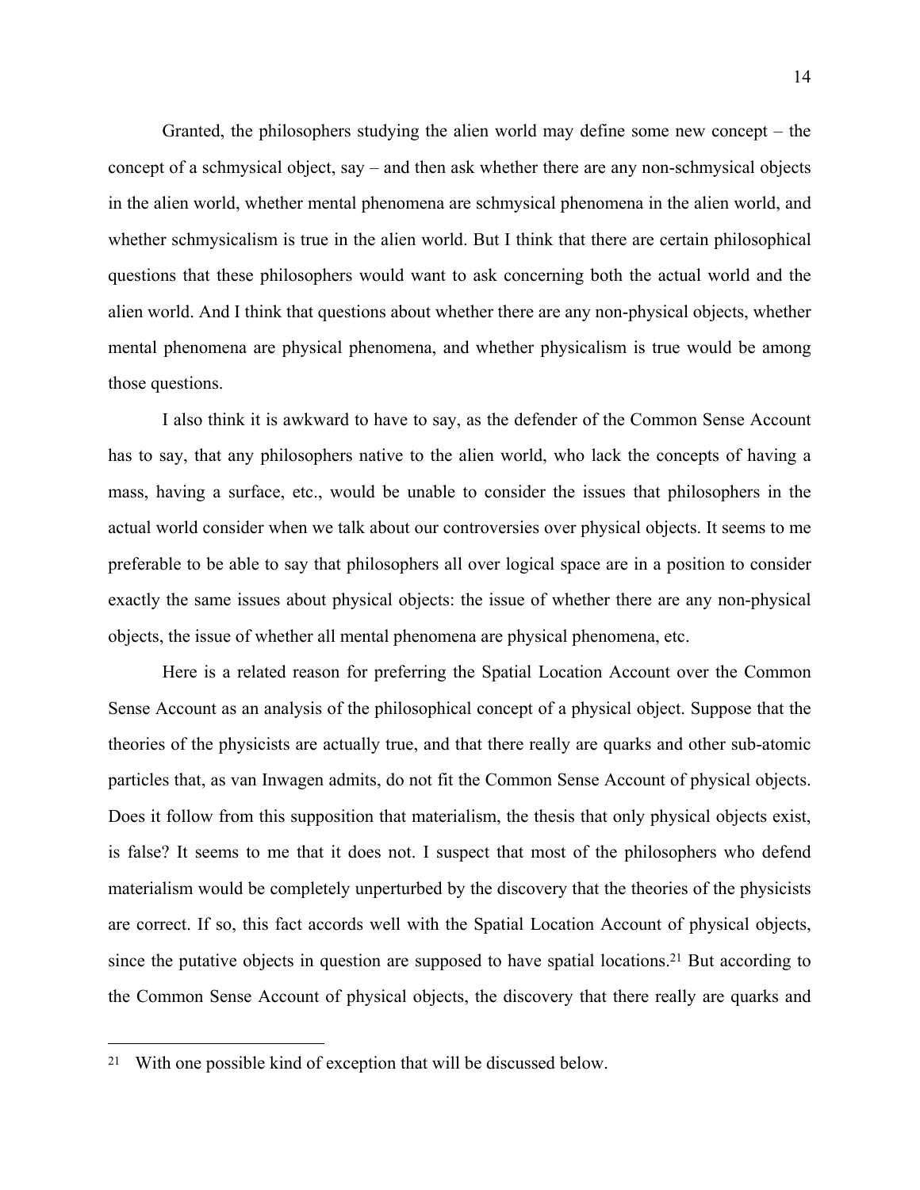Granted, the philosophers studying the alien world may define some new concept – the concept of a schmysical object, say – and then ask whether there are any non-schmysical objects in the alien world, whether mental phenomena are schmysical phenomena in the alien world, and whether schmysicalism is true in the alien world. But I think that there are certain philosophical questions that these philosophers would want to ask concerning both the actual world and the alien world. And I think that questions about whether there are any non-physical objects, whether mental phenomena are physical phenomena, and whether physicalism is true would be among those questions.

I also think it is awkward to have to say, as the defender of the Common Sense Account has to say, that any philosophers native to the alien world, who lack the concepts of having a mass, having a surface, etc., would be unable to consider the issues that philosophers in the actual world consider when we talk about our controversies over physical objects. It seems to me preferable to be able to say that philosophers all over logical space are in a position to consider exactly the same issues about physical objects: the issue of whether there are any non-physical objects, the issue of whether all mental phenomena are physical phenomena, etc.

Here is a related reason for preferring the Spatial Location Account over the Common Sense Account as an analysis of the philosophical concept of a physical object. Suppose that the theories of the physicists are actually true, and that there really are quarks and other sub-atomic particles that, as van Inwagen admits, do not fit the Common Sense Account of physical objects. Does it follow from this supposition that materialism, the thesis that only physical objects exist, is false? It seems to me that it does not. I suspect that most of the philosophers who defend materialism would be completely unperturbed by the discovery that the theories of the physicists are correct. If so, this fact accords well with the Spatial Location Account of physical objects, since the putative objects in question are supposed to have spatial locations.[21] But according to the Common Sense Account of physical objects, the discovery that there really are quarks and

[21] With one possible kind of exception that will be discussed below.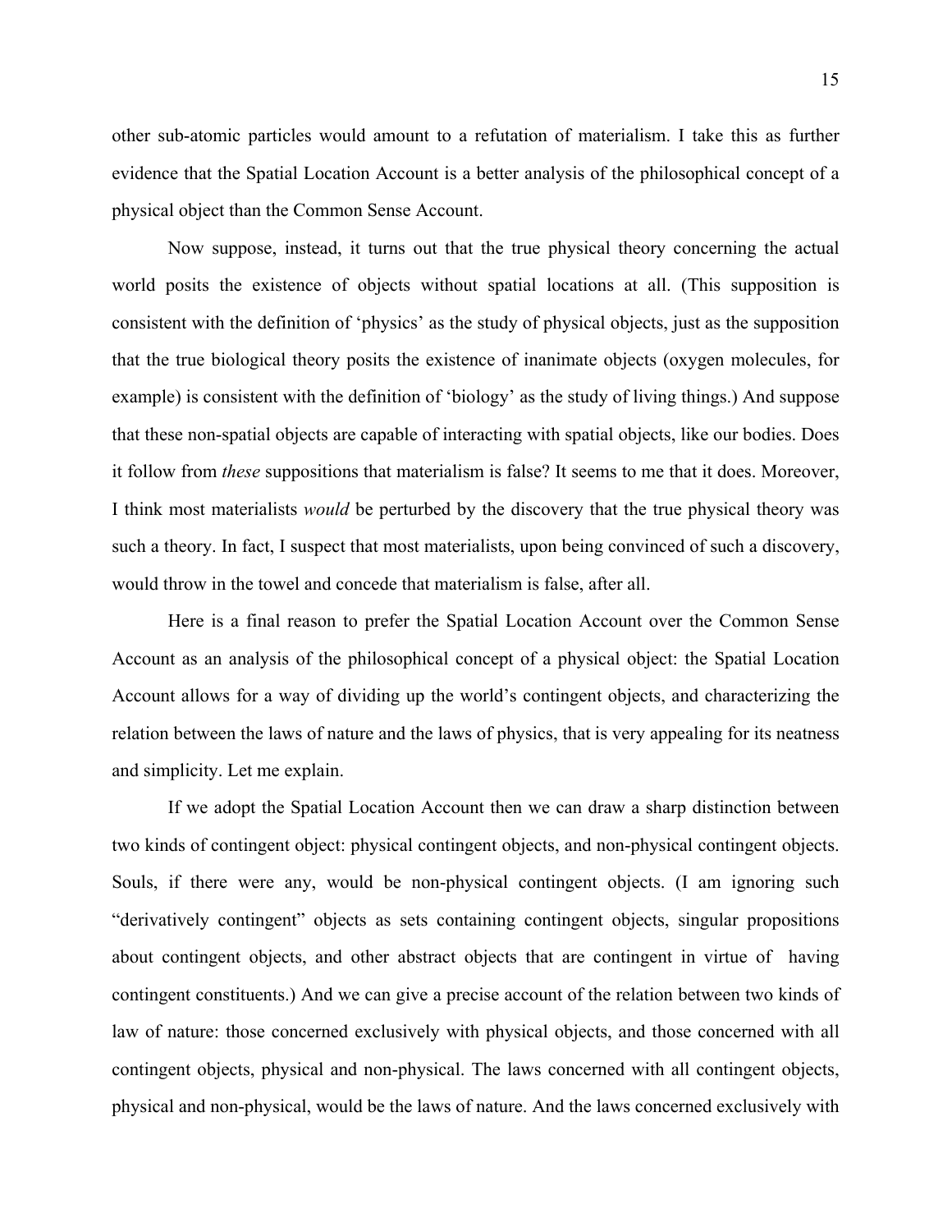other sub-atomic particles would amount to a refutation of materialism. I take this as further evidence that the Spatial Location Account is a better analysis of the philosophical concept of a physical object than the Common Sense Account.

Now suppose, instead, it turns out that the true physical theory concerning the actual world posits the existence of objects without spatial locations at all. (This supposition is consistent with the definition of 'physics' as the study of physical objects, just as the supposition that the true biological theory posits the existence of inanimate objects (oxygen molecules, for example) is consistent with the definition of 'biology' as the study of living things.) And suppose that these non-spatial objects are capable of interacting with spatial objects, like our bodies. Does it follow from *these* suppositions that materialism is false? It seems to me that it does. Moreover, I think most materialists *would* be perturbed by the discovery that the true physical theory was such a theory. In fact, I suspect that most materialists, upon being convinced of such a discovery, would throw in the towel and concede that materialism is false, after all.

Here is a final reason to prefer the Spatial Location Account over the Common Sense Account as an analysis of the philosophical concept of a physical object: the Spatial Location Account allows for a way of dividing up the world's contingent objects, and characterizing the relation between the laws of nature and the laws of physics, that is very appealing for its neatness and simplicity. Let me explain.

If we adopt the Spatial Location Account then we can draw a sharp distinction between two kinds of contingent object: physical contingent objects, and non-physical contingent objects. Souls, if there were any, would be non-physical contingent objects. (I am ignoring such "derivatively contingent" objects as sets containing contingent objects, singular propositions about contingent objects, and other abstract objects that are contingent in virtue of having contingent constituents.) And we can give a precise account of the relation between two kinds of law of nature: those concerned exclusively with physical objects, and those concerned with all contingent objects, physical and non-physical. The laws concerned with all contingent objects, physical and non-physical, would be the laws of nature. And the laws concerned exclusively with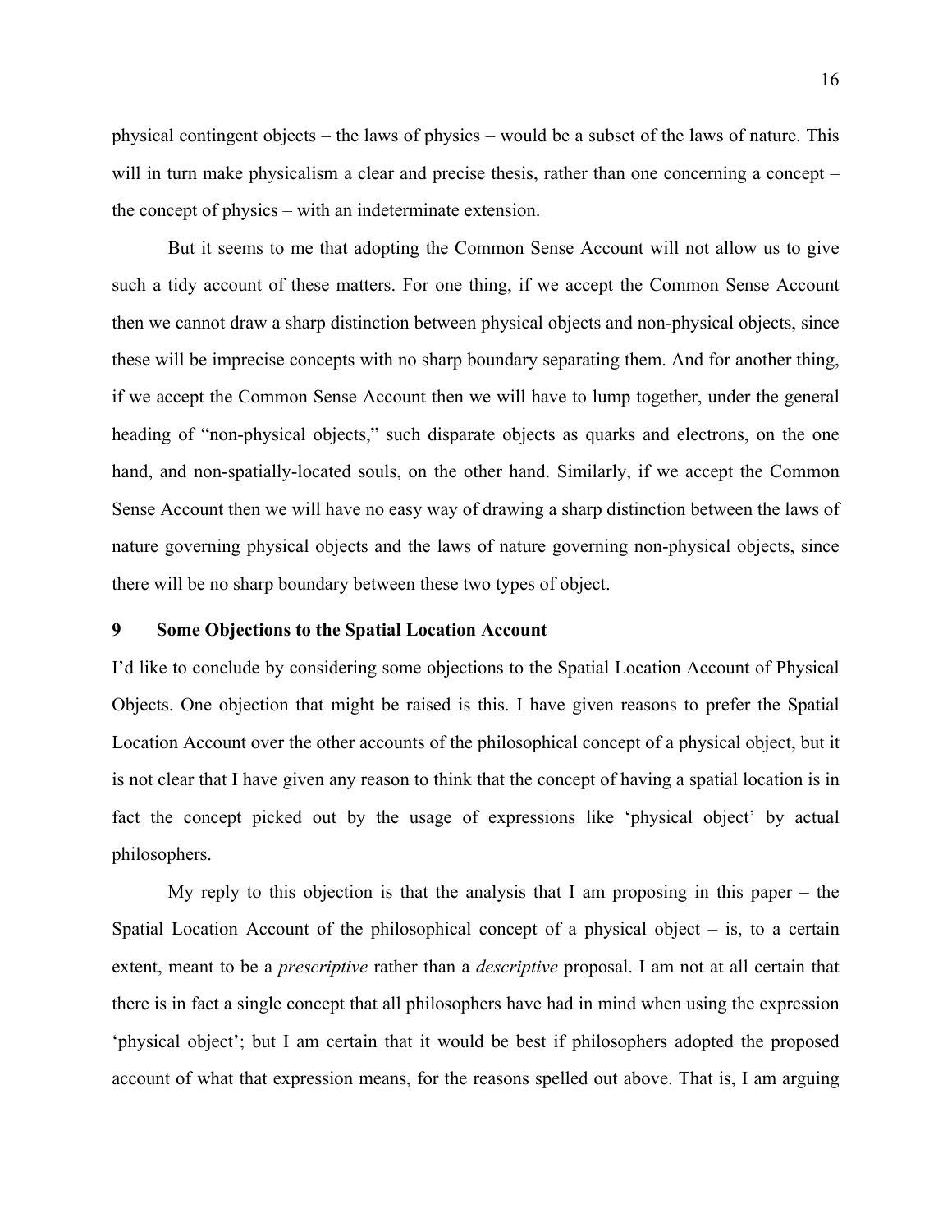physical contingent objects – the laws of physics – would be a subset of the laws of nature. This will in turn make physicalism a clear and precise thesis, rather than one concerning a concept – the concept of physics – with an indeterminate extension.

But it seems to me that adopting the Common Sense Account will not allow us to give such a tidy account of these matters. For one thing, if we accept the Common Sense Account then we cannot draw a sharp distinction between physical objects and non-physical objects, since these will be imprecise concepts with no sharp boundary separating them. And for another thing, if we accept the Common Sense Account then we will have to lump together, under the general heading of "non-physical objects," such disparate objects as quarks and electrons, on the one hand, and non-spatially-located souls, on the other hand. Similarly, if we accept the Common Sense Account then we will have no easy way of drawing a sharp distinction between the laws of nature governing physical objects and the laws of nature governing non-physical objects, since there will be no sharp boundary between these two types of object.

## 9 Some Objections to the Spatial Location Account

I'd like to conclude by considering some objections to the Spatial Location Account of Physical Objects. One objection that might be raised is this. I have given reasons to prefer the Spatial Location Account over the other accounts of the philosophical concept of a physical object, but it is not clear that I have given any reason to think that the concept of having a spatial location is in fact the concept picked out by the usage of expressions like 'physical object' by actual philosophers.

My reply to this objection is that the analysis that I am proposing in this paper – the Spatial Location Account of the philosophical concept of a physical object – is, to a certain extent, meant to be a *prescriptive* rather than a *descriptive* proposal. I am not at all certain that there is in fact a single concept that all philosophers have had in mind when using the expression 'physical object'; but I am certain that it would be best if philosophers adopted the proposed account of what that expression means, for the reasons spelled out above. That is, I am arguing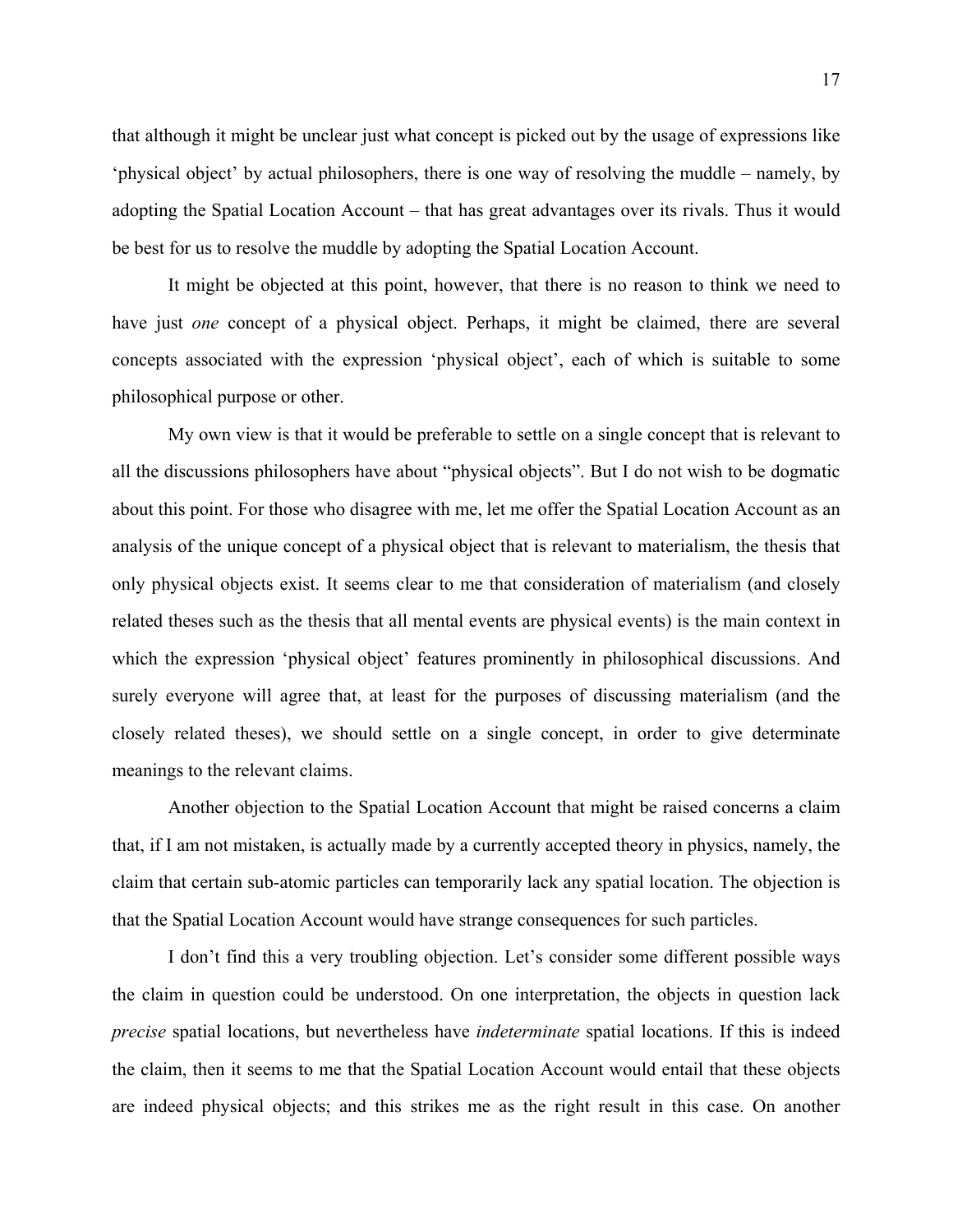that although it might be unclear just what concept is picked out by the usage of expressions like ‘physical object’ by actual philosophers, there is one way of resolving the muddle – namely, by adopting the Spatial Location Account – that has great advantages over its rivals. Thus it would be best for us to resolve the muddle by adopting the Spatial Location Account.

It might be objected at this point, however, that there is no reason to think we need to have just *one* concept of a physical object. Perhaps, it might be claimed, there are several concepts associated with the expression ‘physical object’, each of which is suitable to some philosophical purpose or other.

My own view is that it would be preferable to settle on a single concept that is relevant to all the discussions philosophers have about “physical objects”. But I do not wish to be dogmatic about this point. For those who disagree with me, let me offer the Spatial Location Account as an analysis of the unique concept of a physical object that is relevant to materialism, the thesis that only physical objects exist. It seems clear to me that consideration of materialism (and closely related theses such as the thesis that all mental events are physical events) is the main context in which the expression ‘physical object’ features prominently in philosophical discussions. And surely everyone will agree that, at least for the purposes of discussing materialism (and the closely related theses), we should settle on a single concept, in order to give determinate meanings to the relevant claims.

Another objection to the Spatial Location Account that might be raised concerns a claim that, if I am not mistaken, is actually made by a currently accepted theory in physics, namely, the claim that certain sub-atomic particles can temporarily lack any spatial location. The objection is that the Spatial Location Account would have strange consequences for such particles.

I don’t find this a very troubling objection. Let’s consider some different possible ways the claim in question could be understood. On one interpretation, the objects in question lack *precise* spatial locations, but nevertheless have *indeterminate* spatial locations. If this is indeed the claim, then it seems to me that the Spatial Location Account would entail that these objects are indeed physical objects; and this strikes me as the right result in this case. On another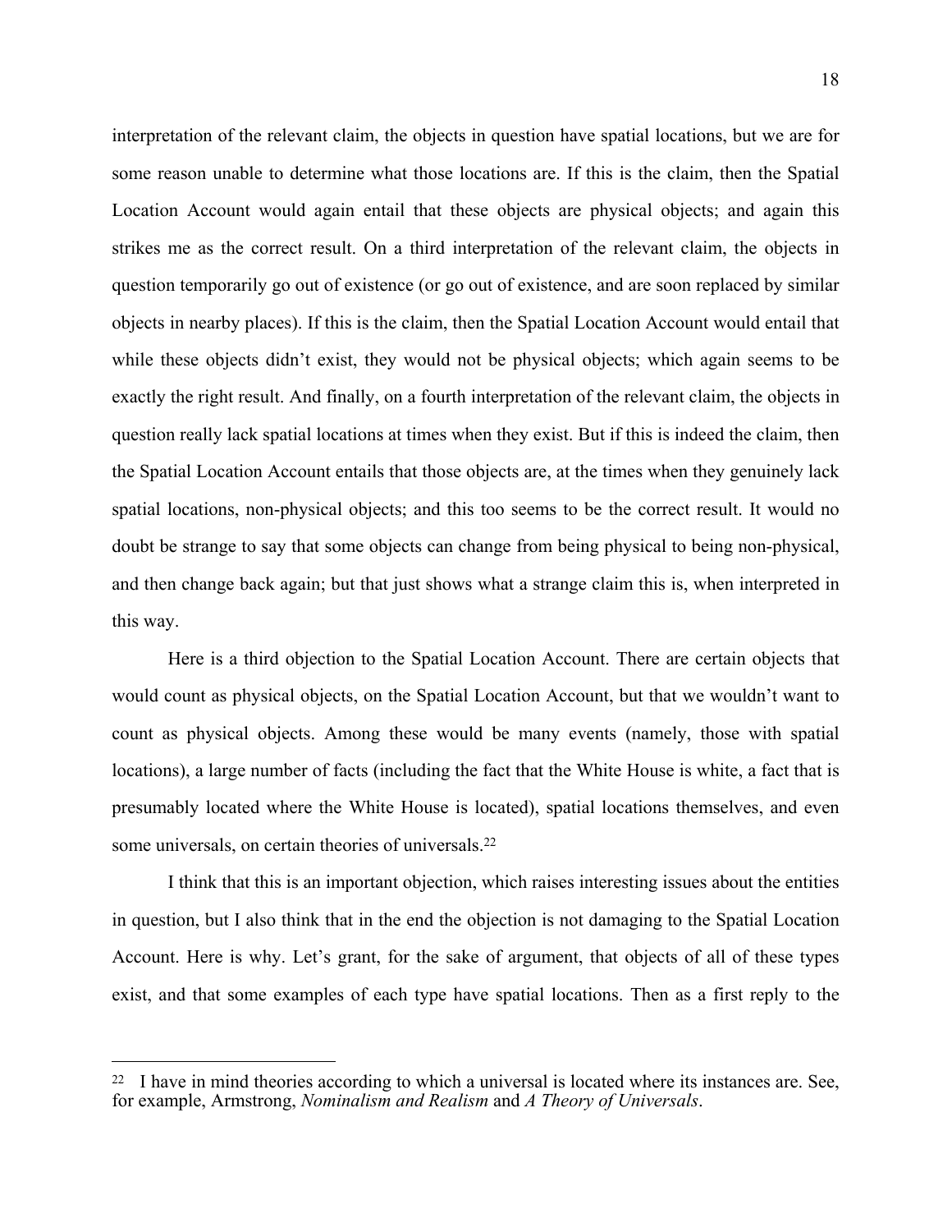interpretation of the relevant claim, the objects in question have spatial locations, but we are for some reason unable to determine what those locations are. If this is the claim, then the Spatial Location Account would again entail that these objects are physical objects; and again this strikes me as the correct result. On a third interpretation of the relevant claim, the objects in question temporarily go out of existence (or go out of existence, and are soon replaced by similar objects in nearby places). If this is the claim, then the Spatial Location Account would entail that while these objects didn't exist, they would not be physical objects; which again seems to be exactly the right result. And finally, on a fourth interpretation of the relevant claim, the objects in question really lack spatial locations at times when they exist. But if this is indeed the claim, then the Spatial Location Account entails that those objects are, at the times when they genuinely lack spatial locations, non-physical objects; and this too seems to be the correct result. It would no doubt be strange to say that some objects can change from being physical to being non-physical, and then change back again; but that just shows what a strange claim this is, when interpreted in this way.

Here is a third objection to the Spatial Location Account. There are certain objects that would count as physical objects, on the Spatial Location Account, but that we wouldn't want to count as physical objects. Among these would be many events (namely, those with spatial locations), a large number of facts (including the fact that the White House is white, a fact that is presumably located where the White House is located), spatial locations themselves, and even some universals, on certain theories of universals.[22]

I think that this is an important objection, which raises interesting issues about the entities in question, but I also think that in the end the objection is not damaging to the Spatial Location Account. Here is why. Let's grant, for the sake of argument, that objects of all of these types exist, and that some examples of each type have spatial locations. Then as a first reply to the

[22] I have in mind theories according to which a universal is located where its instances are. See, for example, Armstrong, *Nominalism and Realism* and *A Theory of Universals*.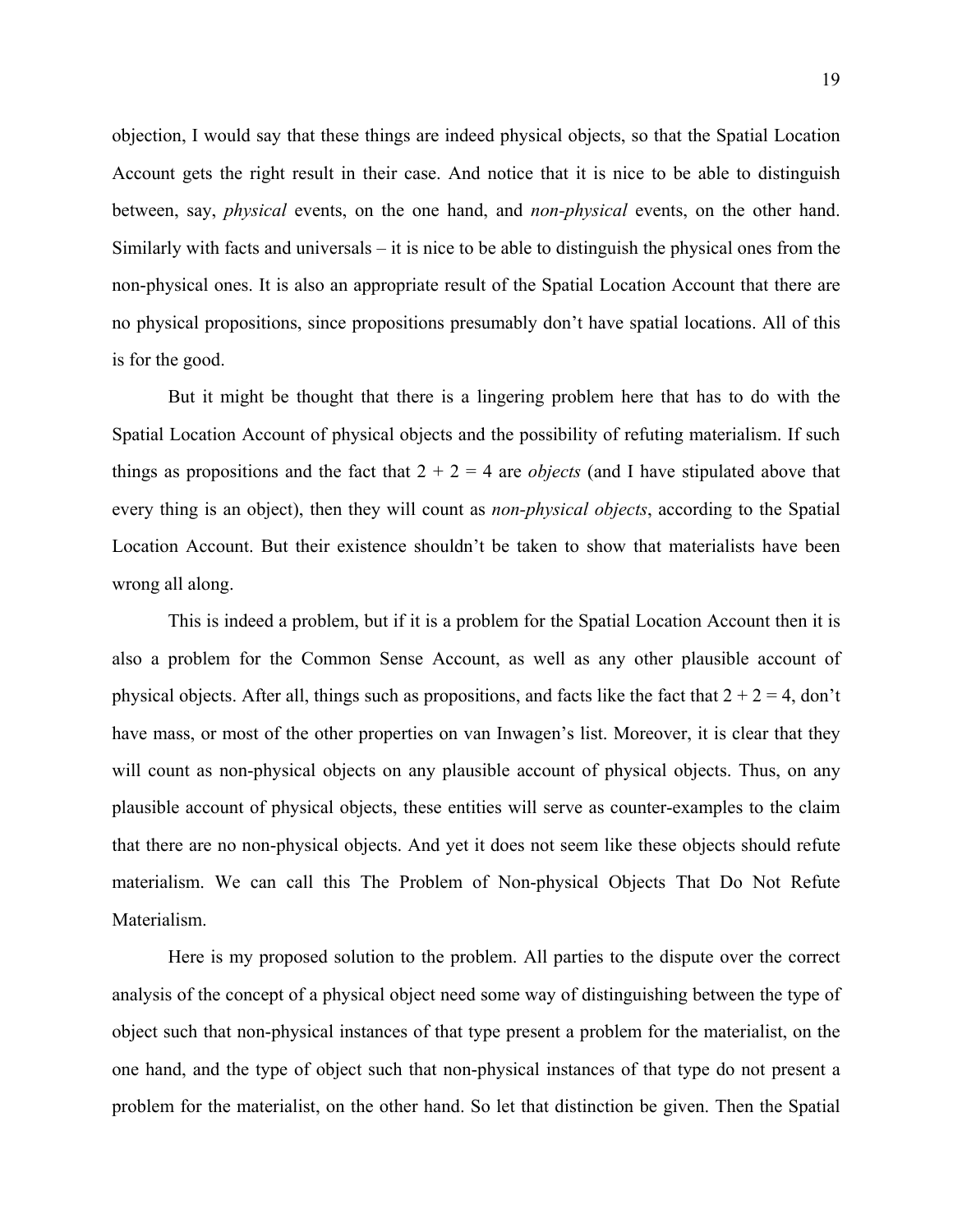objection, I would say that these things are indeed physical objects, so that the Spatial Location Account gets the right result in their case. And notice that it is nice to be able to distinguish between, say, *physical* events, on the one hand, and *non-physical* events, on the other hand. Similarly with facts and universals – it is nice to be able to distinguish the physical ones from the non-physical ones. It is also an appropriate result of the Spatial Location Account that there are no physical propositions, since propositions presumably don't have spatial locations. All of this is for the good.

But it might be thought that there is a lingering problem here that has to do with the Spatial Location Account of physical objects and the possibility of refuting materialism. If such things as propositions and the fact that $2 + 2 = 4$ are *objects* (and I have stipulated above that every thing is an object), then they will count as *non-physical objects*, according to the Spatial Location Account. But their existence shouldn't be taken to show that materialists have been wrong all along.

This is indeed a problem, but if it is a problem for the Spatial Location Account then it is also a problem for the Common Sense Account, as well as any other plausible account of physical objects. After all, things such as propositions, and facts like the fact that $2 + 2 = 4$, don't have mass, or most of the other properties on van Inwagen's list. Moreover, it is clear that they will count as non-physical objects on any plausible account of physical objects. Thus, on any plausible account of physical objects, these entities will serve as counter-examples to the claim that there are no non-physical objects. And yet it does not seem like these objects should refute materialism. We can call this The Problem of Non-physical Objects That Do Not Refute Materialism.

Here is my proposed solution to the problem. All parties to the dispute over the correct analysis of the concept of a physical object need some way of distinguishing between the type of object such that non-physical instances of that type present a problem for the materialist, on the one hand, and the type of object such that non-physical instances of that type do not present a problem for the materialist, on the other hand. So let that distinction be given. Then the Spatial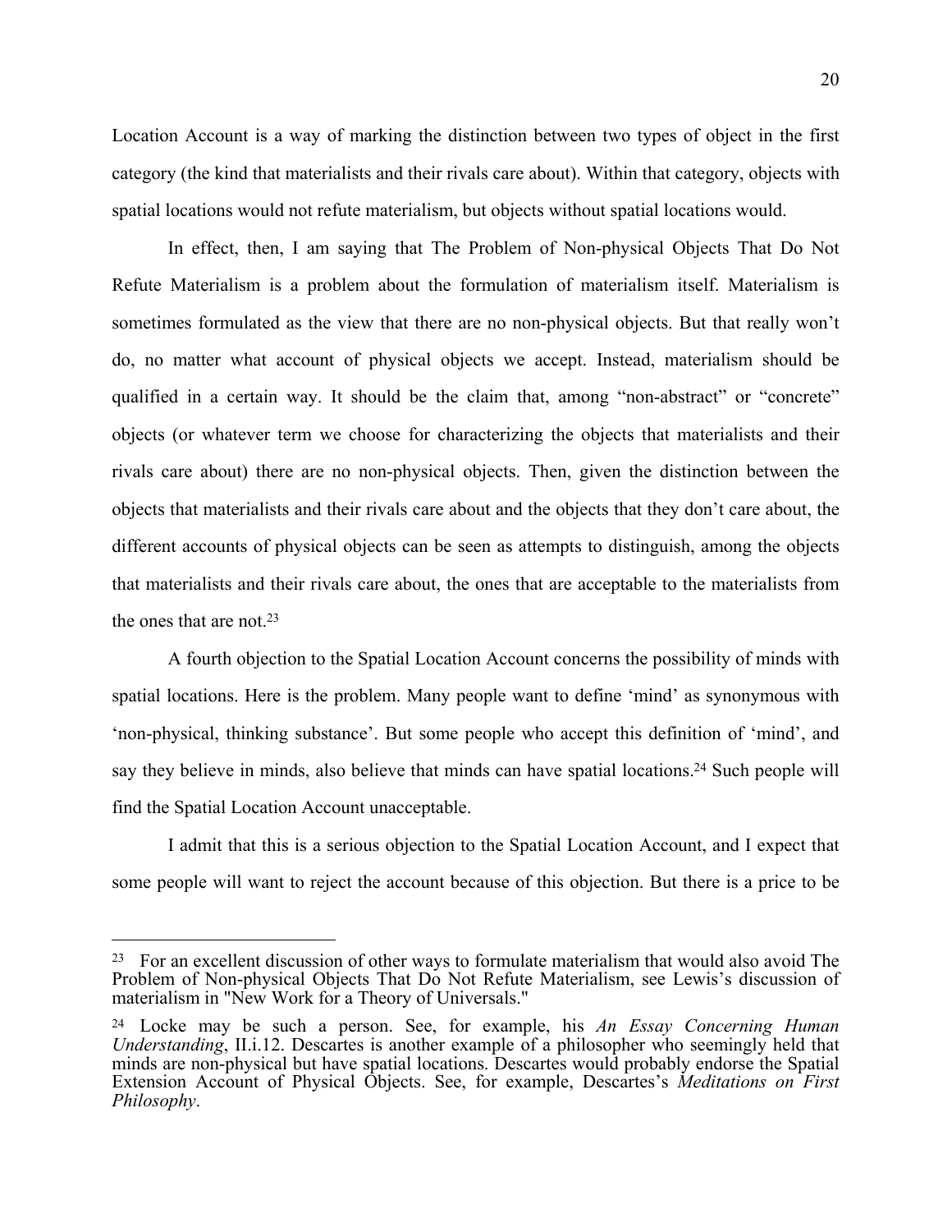Location Account is a way of marking the distinction between two types of object in the first category (the kind that materialists and their rivals care about). Within that category, objects with spatial locations would not refute materialism, but objects without spatial locations would.

In effect, then, I am saying that The Problem of Non-physical Objects That Do Not Refute Materialism is a problem about the formulation of materialism itself. Materialism is sometimes formulated as the view that there are no non-physical objects. But that really won't do, no matter what account of physical objects we accept. Instead, materialism should be qualified in a certain way. It should be the claim that, among "non-abstract" or "concrete" objects (or whatever term we choose for characterizing the objects that materialists and their rivals care about) there are no non-physical objects. Then, given the distinction between the objects that materialists and their rivals care about and the objects that they don't care about, the different accounts of physical objects can be seen as attempts to distinguish, among the objects that materialists and their rivals care about, the ones that are acceptable to the materialists from the ones that are not.[23]

A fourth objection to the Spatial Location Account concerns the possibility of minds with spatial locations. Here is the problem. Many people want to define 'mind' as synonymous with 'non-physical, thinking substance'. But some people who accept this definition of 'mind', and say they believe in minds, also believe that minds can have spatial locations.[24] Such people will find the Spatial Location Account unacceptable.

I admit that this is a serious objection to the Spatial Location Account, and I expect that some people will want to reject the account because of this objection. But there is a price to be

---

[23] For an excellent discussion of other ways to formulate materialism that would also avoid The Problem of Non-physical Objects That Do Not Refute Materialism, see Lewis's discussion of materialism in "New Work for a Theory of Universals."

[24] Locke may be such a person. See, for example, his *An Essay Concerning Human Understanding*, II.i.12. Descartes is another example of a philosopher who seemingly held that minds are non-physical but have spatial locations. Descartes would probably endorse the Spatial Extension Account of Physical Objects. See, for example, Descartes's *Meditations on First Philosophy*.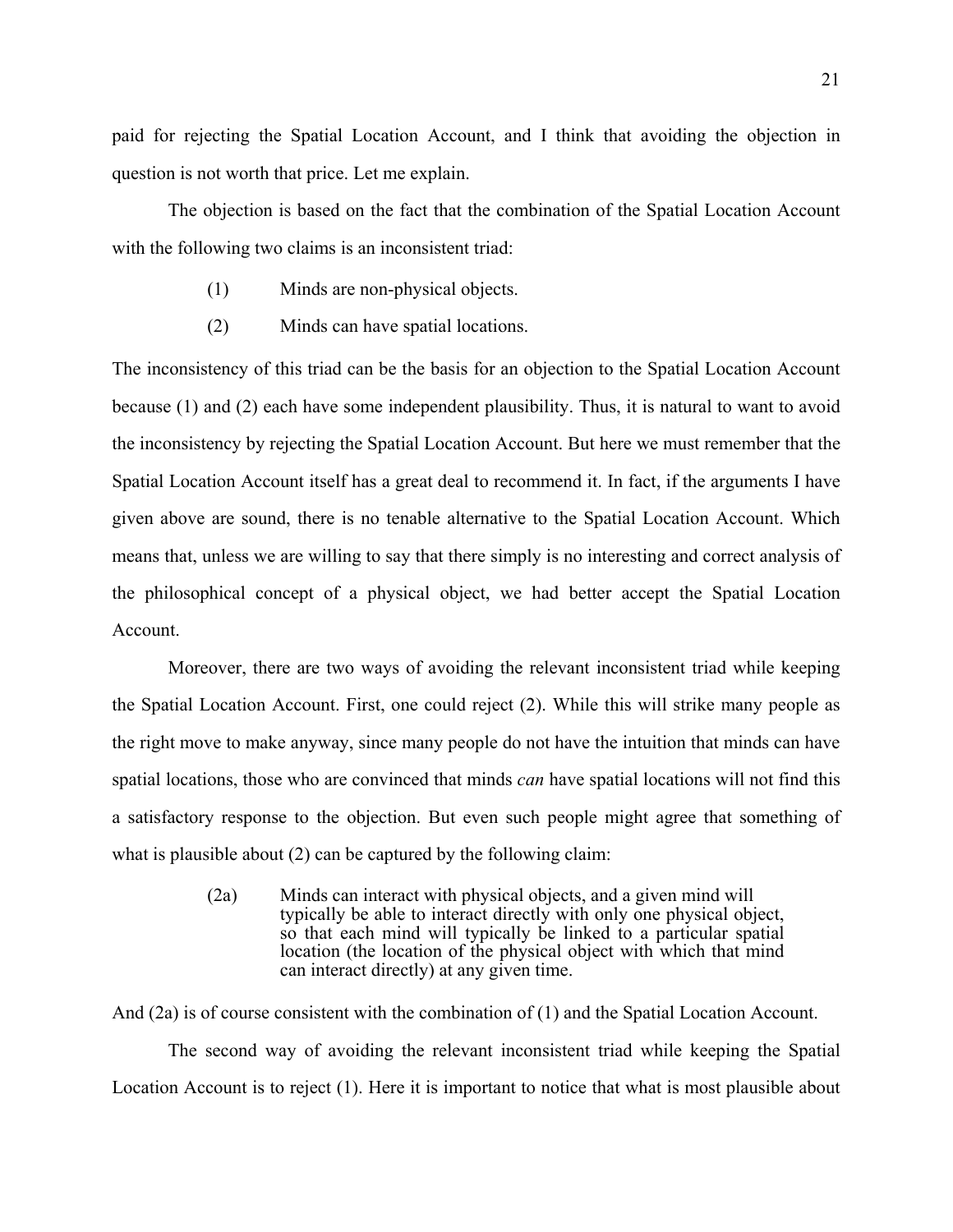paid for rejecting the Spatial Location Account, and I think that avoiding the objection in question is not worth that price. Let me explain.

The objection is based on the fact that the combination of the Spatial Location Account with the following two claims is an inconsistent triad:

> (1) Minds are non-physical objects.
>
> (2) Minds can have spatial locations.

The inconsistency of this triad can be the basis for an objection to the Spatial Location Account because (1) and (2) each have some independent plausibility. Thus, it is natural to want to avoid the inconsistency by rejecting the Spatial Location Account. But here we must remember that the Spatial Location Account itself has a great deal to recommend it. In fact, if the arguments I have given above are sound, there is no tenable alternative to the Spatial Location Account. Which means that, unless we are willing to say that there simply is no interesting and correct analysis of the philosophical concept of a physical object, we had better accept the Spatial Location Account.

Moreover, there are two ways of avoiding the relevant inconsistent triad while keeping the Spatial Location Account. First, one could reject (2). While this will strike many people as the right move to make anyway, since many people do not have the intuition that minds can have spatial locations, those who are convinced that minds *can* have spatial locations will not find this a satisfactory response to the objection. But even such people might agree that something of what is plausible about (2) can be captured by the following claim:

> (2a) Minds can interact with physical objects, and a given mind will typically be able to interact directly with only one physical object, so that each mind will typically be linked to a particular spatial location (the location of the physical object with which that mind can interact directly) at any given time.

And (2a) is of course consistent with the combination of (1) and the Spatial Location Account.

The second way of avoiding the relevant inconsistent triad while keeping the Spatial Location Account is to reject (1). Here it is important to notice that what is most plausible about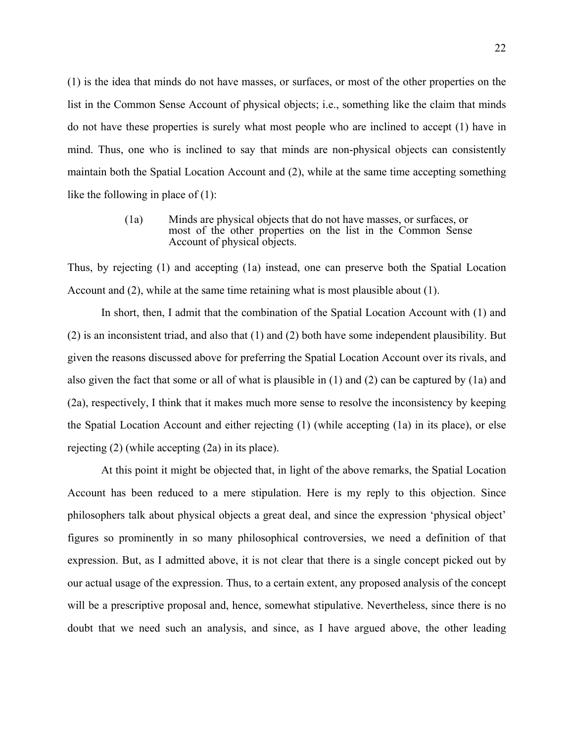(1) is the idea that minds do not have masses, or surfaces, or most of the other properties on the list in the Common Sense Account of physical objects; i.e., something like the claim that minds do not have these properties is surely what most people who are inclined to accept (1) have in mind. Thus, one who is inclined to say that minds are non-physical objects can consistently maintain both the Spatial Location Account and (2), while at the same time accepting something like the following in place of (1):

> (1a) Minds are physical objects that do not have masses, or surfaces, or most of the other properties on the list in the Common Sense Account of physical objects.

Thus, by rejecting (1) and accepting (1a) instead, one can preserve both the Spatial Location Account and (2), while at the same time retaining what is most plausible about (1).

In short, then, I admit that the combination of the Spatial Location Account with (1) and (2) is an inconsistent triad, and also that (1) and (2) both have some independent plausibility. But given the reasons discussed above for preferring the Spatial Location Account over its rivals, and also given the fact that some or all of what is plausible in (1) and (2) can be captured by (1a) and (2a), respectively, I think that it makes much more sense to resolve the inconsistency by keeping the Spatial Location Account and either rejecting (1) (while accepting (1a) in its place), or else rejecting (2) (while accepting (2a) in its place).

At this point it might be objected that, in light of the above remarks, the Spatial Location Account has been reduced to a mere stipulation. Here is my reply to this objection. Since philosophers talk about physical objects a great deal, and since the expression 'physical object' figures so prominently in so many philosophical controversies, we need a definition of that expression. But, as I admitted above, it is not clear that there is a single concept picked out by our actual usage of the expression. Thus, to a certain extent, any proposed analysis of the concept will be a prescriptive proposal and, hence, somewhat stipulative. Nevertheless, since there is no doubt that we need such an analysis, and since, as I have argued above, the other leading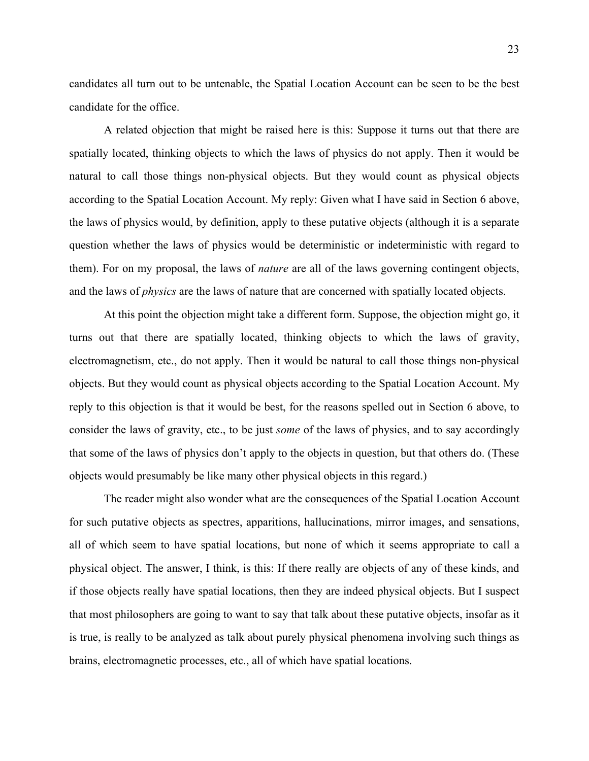candidates all turn out to be untenable, the Spatial Location Account can be seen to be the best candidate for the office.

A related objection that might be raised here is this: Suppose it turns out that there are spatially located, thinking objects to which the laws of physics do not apply. Then it would be natural to call those things non-physical objects. But they would count as physical objects according to the Spatial Location Account. My reply: Given what I have said in Section 6 above, the laws of physics would, by definition, apply to these putative objects (although it is a separate question whether the laws of physics would be deterministic or indeterministic with regard to them). For on my proposal, the laws of *nature* are all of the laws governing contingent objects, and the laws of *physics* are the laws of nature that are concerned with spatially located objects.

At this point the objection might take a different form. Suppose, the objection might go, it turns out that there are spatially located, thinking objects to which the laws of gravity, electromagnetism, etc., do not apply. Then it would be natural to call those things non-physical objects. But they would count as physical objects according to the Spatial Location Account. My reply to this objection is that it would be best, for the reasons spelled out in Section 6 above, to consider the laws of gravity, etc., to be just *some* of the laws of physics, and to say accordingly that some of the laws of physics don't apply to the objects in question, but that others do. (These objects would presumably be like many other physical objects in this regard.)

The reader might also wonder what are the consequences of the Spatial Location Account for such putative objects as spectres, apparitions, hallucinations, mirror images, and sensations, all of which seem to have spatial locations, but none of which it seems appropriate to call a physical object. The answer, I think, is this: If there really are objects of any of these kinds, and if those objects really have spatial locations, then they are indeed physical objects. But I suspect that most philosophers are going to want to say that talk about these putative objects, insofar as it is true, is really to be analyzed as talk about purely physical phenomena involving such things as brains, electromagnetic processes, etc., all of which have spatial locations.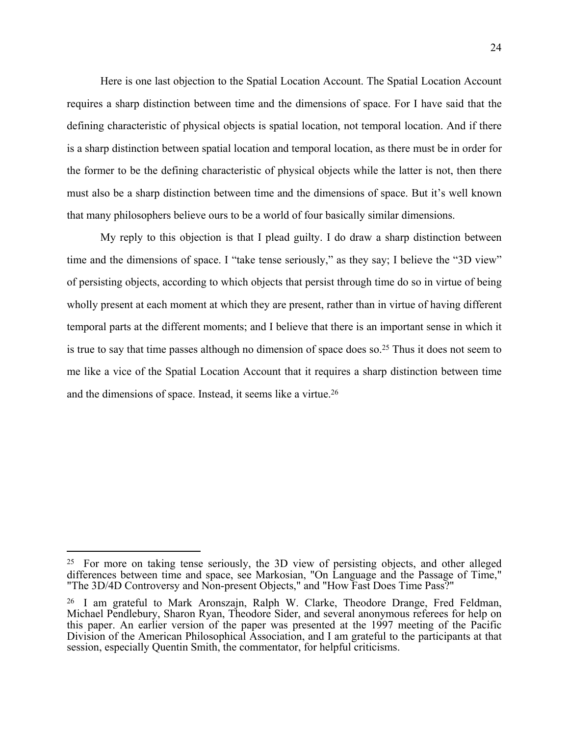Here is one last objection to the Spatial Location Account. The Spatial Location Account requires a sharp distinction between time and the dimensions of space. For I have said that the defining characteristic of physical objects is spatial location, not temporal location. And if there is a sharp distinction between spatial location and temporal location, as there must be in order for the former to be the defining characteristic of physical objects while the latter is not, then there must also be a sharp distinction between time and the dimensions of space. But it's well known that many philosophers believe ours to be a world of four basically similar dimensions.

My reply to this objection is that I plead guilty. I do draw a sharp distinction between time and the dimensions of space. I "take tense seriously," as they say; I believe the "3D view" of persisting objects, according to which objects that persist through time do so in virtue of being wholly present at each moment at which they are present, rather than in virtue of having different temporal parts at the different moments; and I believe that there is an important sense in which it is true to say that time passes although no dimension of space does so.[25] Thus it does not seem to me like a vice of the Spatial Location Account that it requires a sharp distinction between time and the dimensions of space. Instead, it seems like a virtue.[26]

---

[25] For more on taking tense seriously, the 3D view of persisting objects, and other alleged differences between time and space, see Markosian, "On Language and the Passage of Time," "The 3D/4D Controversy and Non-present Objects," and "How Fast Does Time Pass?"

[26] I am grateful to Mark Aronszajn, Ralph W. Clarke, Theodore Drange, Fred Feldman, Michael Pendlebury, Sharon Ryan, Theodore Sider, and several anonymous referees for help on this paper. An earlier version of the paper was presented at the 1997 meeting of the Pacific Division of the American Philosophical Association, and I am grateful to the participants at that session, especially Quentin Smith, the commentator, for helpful criticisms.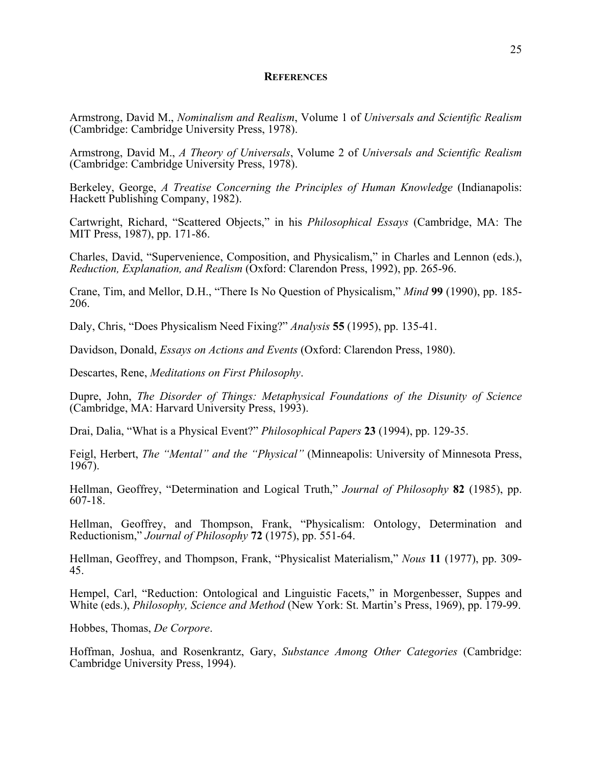## REFERENCES

Armstrong, David M., *Nominalism and Realism*, Volume 1 of *Universals and Scientific Realism* (Cambridge: Cambridge University Press, 1978).

Armstrong, David M., *A Theory of Universals*, Volume 2 of *Universals and Scientific Realism* (Cambridge: Cambridge University Press, 1978).

Berkeley, George, *A Treatise Concerning the Principles of Human Knowledge* (Indianapolis: Hackett Publishing Company, 1982).

Cartwright, Richard, "Scattered Objects," in his *Philosophical Essays* (Cambridge, MA: The MIT Press, 1987), pp. 171-86.

Charles, David, "Supervenience, Composition, and Physicalism," in Charles and Lennon (eds.), *Reduction, Explanation, and Realism* (Oxford: Clarendon Press, 1992), pp. 265-96.

Crane, Tim, and Mellor, D.H., "There Is No Question of Physicalism," *Mind* **99** (1990), pp. 185-206.

Daly, Chris, "Does Physicalism Need Fixing?" *Analysis* **55** (1995), pp. 135-41.

Davidson, Donald, *Essays on Actions and Events* (Oxford: Clarendon Press, 1980).

Descartes, Rene, *Meditations on First Philosophy*.

Dupre, John, *The Disorder of Things: Metaphysical Foundations of the Disunity of Science* (Cambridge, MA: Harvard University Press, 1993).

Drai, Dalia, "What is a Physical Event?" *Philosophical Papers* **23** (1994), pp. 129-35.

Feigl, Herbert, *The "Mental" and the "Physical"* (Minneapolis: University of Minnesota Press, 1967).

Hellman, Geoffrey, "Determination and Logical Truth," *Journal of Philosophy* **82** (1985), pp. 607-18.

Hellman, Geoffrey, and Thompson, Frank, "Physicalism: Ontology, Determination and Reductionism," *Journal of Philosophy* **72** (1975), pp. 551-64.

Hellman, Geoffrey, and Thompson, Frank, "Physicalist Materialism," *Nous* **11** (1977), pp. 309-45.

Hempel, Carl, "Reduction: Ontological and Linguistic Facets," in Morgenbesser, Suppes and White (eds.), *Philosophy, Science and Method* (New York: St. Martin's Press, 1969), pp. 179-99.

Hobbes, Thomas, *De Corpore*.

Hoffman, Joshua, and Rosenkrantz, Gary, *Substance Among Other Categories* (Cambridge: Cambridge University Press, 1994).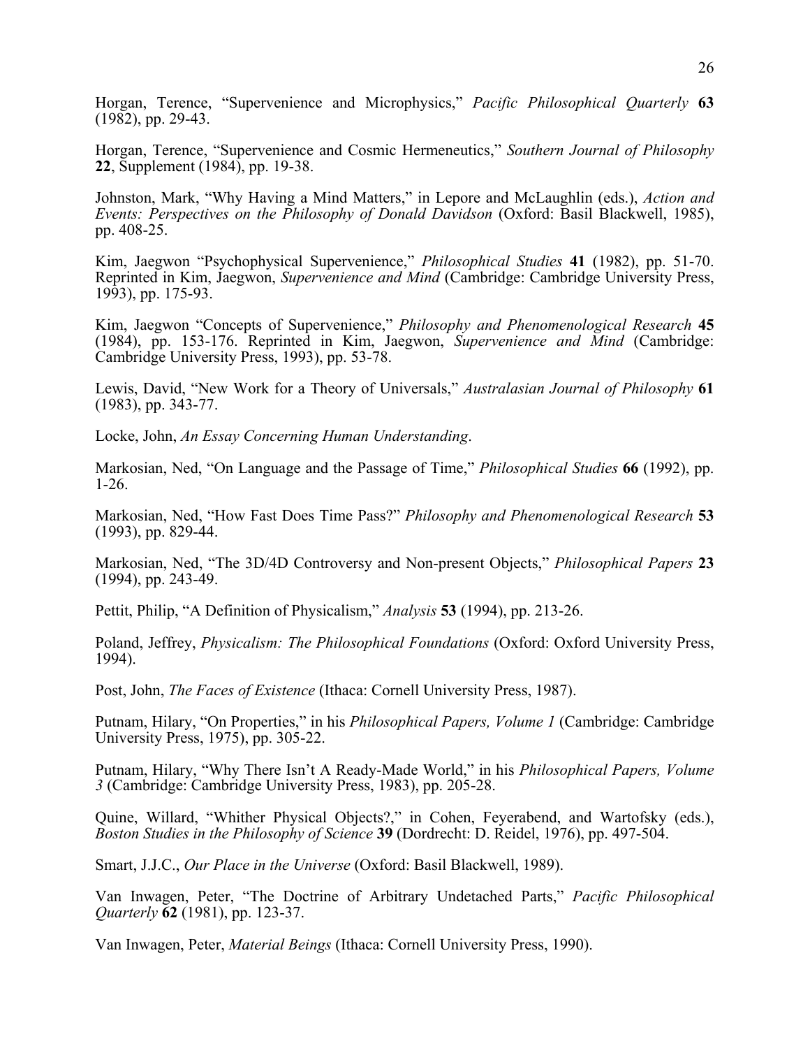Horgan, Terence, "Supervenience and Microphysics," *Pacific Philosophical Quarterly* **63** (1982), pp. 29-43.

Horgan, Terence, "Supervenience and Cosmic Hermeneutics," *Southern Journal of Philosophy* **22**, Supplement (1984), pp. 19-38.

Johnston, Mark, "Why Having a Mind Matters," in Lepore and McLaughlin (eds.), *Action and Events: Perspectives on the Philosophy of Donald Davidson* (Oxford: Basil Blackwell, 1985), pp. 408-25.

Kim, Jaegwon "Psychophysical Supervenience," *Philosophical Studies* **41** (1982), pp. 51-70. Reprinted in Kim, Jaegwon, *Supervenience and Mind* (Cambridge: Cambridge University Press, 1993), pp. 175-93.

Kim, Jaegwon "Concepts of Supervenience," *Philosophy and Phenomenological Research* **45** (1984), pp. 153-176. Reprinted in Kim, Jaegwon, *Supervenience and Mind* (Cambridge: Cambridge University Press, 1993), pp. 53-78.

Lewis, David, "New Work for a Theory of Universals," *Australasian Journal of Philosophy* **61** (1983), pp. 343-77.

Locke, John, *An Essay Concerning Human Understanding*.

Markosian, Ned, "On Language and the Passage of Time," *Philosophical Studies* **66** (1992), pp. 1-26.

Markosian, Ned, "How Fast Does Time Pass?" *Philosophy and Phenomenological Research* **53** (1993), pp. 829-44.

Markosian, Ned, "The 3D/4D Controversy and Non-present Objects," *Philosophical Papers* **23** (1994), pp. 243-49.

Pettit, Philip, "A Definition of Physicalism," *Analysis* **53** (1994), pp. 213-26.

Poland, Jeffrey, *Physicalism: The Philosophical Foundations* (Oxford: Oxford University Press, 1994).

Post, John, *The Faces of Existence* (Ithaca: Cornell University Press, 1987).

Putnam, Hilary, "On Properties," in his *Philosophical Papers, Volume 1* (Cambridge: Cambridge University Press, 1975), pp. 305-22.

Putnam, Hilary, "Why There Isn't A Ready-Made World," in his *Philosophical Papers, Volume 3* (Cambridge: Cambridge University Press, 1983), pp. 205-28.

Quine, Willard, "Whither Physical Objects?," in Cohen, Feyerabend, and Wartofsky (eds.), *Boston Studies in the Philosophy of Science* **39** (Dordrecht: D. Reidel, 1976), pp. 497-504.

Smart, J.J.C., *Our Place in the Universe* (Oxford: Basil Blackwell, 1989).

Van Inwagen, Peter, "The Doctrine of Arbitrary Undetached Parts," *Pacific Philosophical Quarterly* **62** (1981), pp. 123-37.

Van Inwagen, Peter, *Material Beings* (Ithaca: Cornell University Press, 1990).